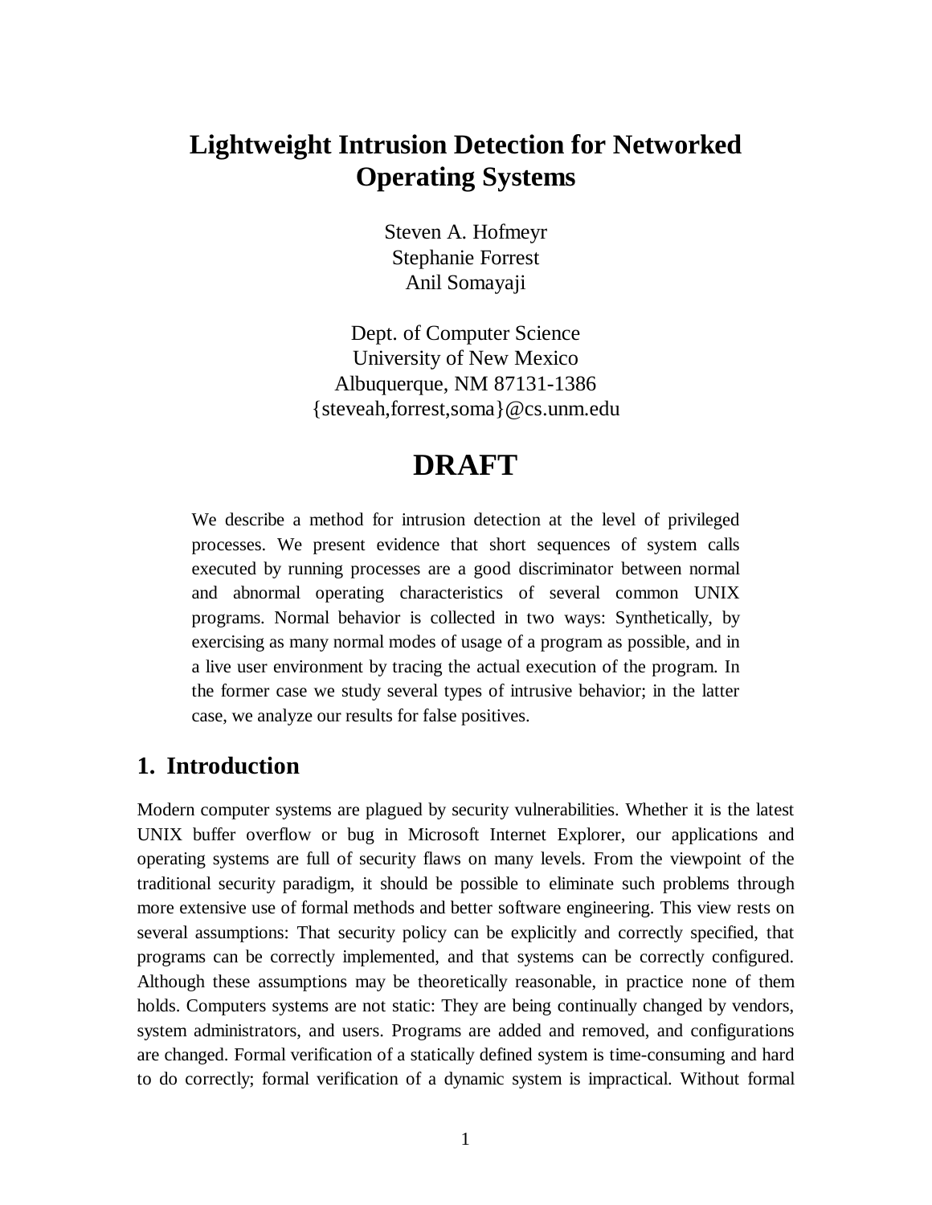# Lightweight Intrusion Detection for Networked Operating Systems

Steven A. Hofmeyr
Stephanie Forrest
Anil Somayaji

Dept. of Computer Science
University of New Mexico
Albuquerque, NM 87131-1386
{steveah,forrest,soma}@cs.unm.edu

# DRAFT

We describe a method for intrusion detection at the level of privileged processes. We present evidence that short sequences of system calls executed by running processes are a good discriminator between normal and abnormal operating characteristics of several common UNIX programs. Normal behavior is collected in two ways: Synthetically, by exercising as many normal modes of usage of a program as possible, and in a live user environment by tracing the actual execution of the program. In the former case we study several types of intrusive behavior; in the latter case, we analyze our results for false positives.

## 1. Introduction

Modern computer systems are plagued by security vulnerabilities. Whether it is the latest UNIX buffer overflow or bug in Microsoft Internet Explorer, our applications and operating systems are full of security flaws on many levels. From the viewpoint of the traditional security paradigm, it should be possible to eliminate such problems through more extensive use of formal methods and better software engineering. This view rests on several assumptions: That security policy can be explicitly and correctly specified, that programs can be correctly implemented, and that systems can be correctly configured. Although these assumptions may be theoretically reasonable, in practice none of them holds. Computers systems are not static: They are being continually changed by vendors, system administrators, and users. Programs are added and removed, and configurations are changed. Formal verification of a statically defined system is time-consuming and hard to do correctly; formal verification of a dynamic system is impractical. Without formal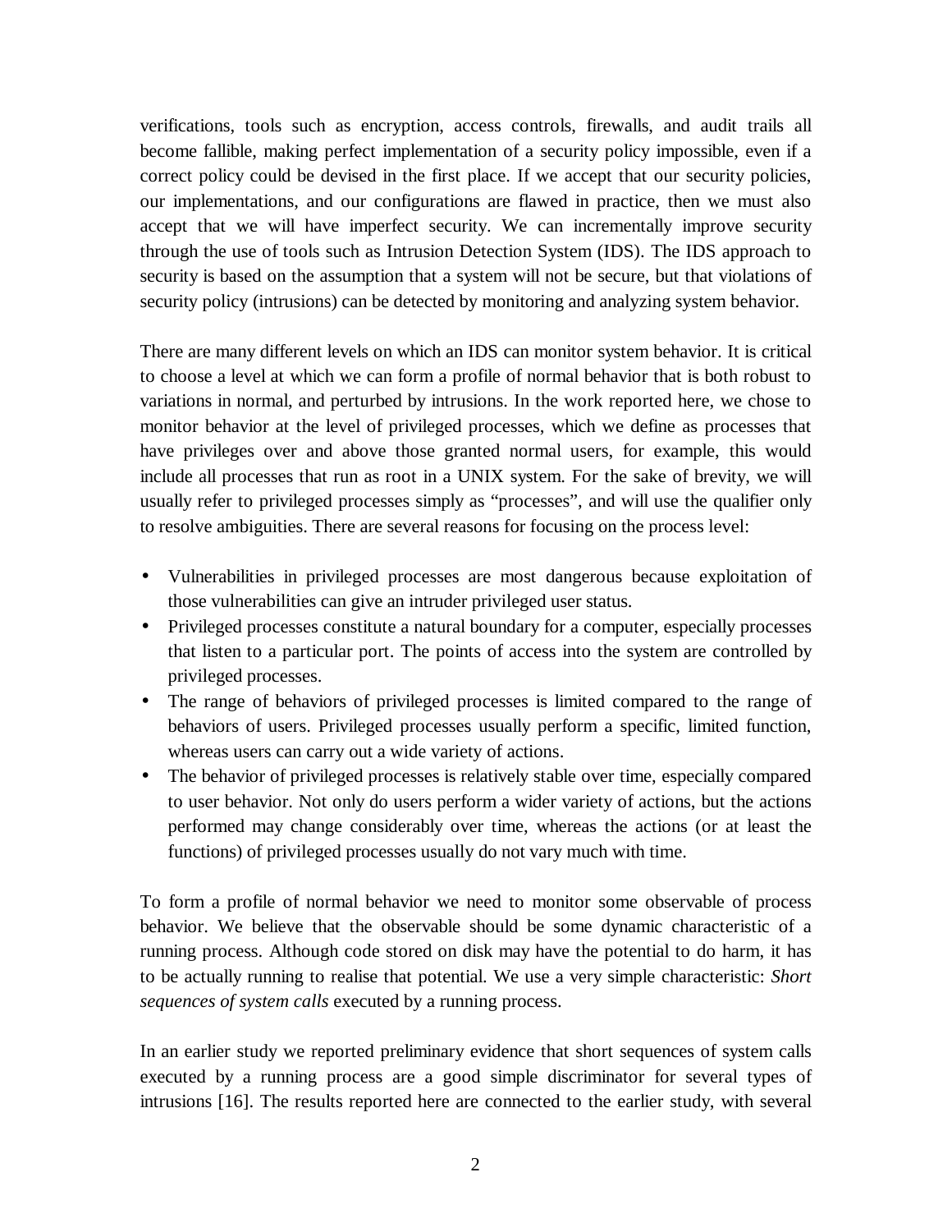verifications, tools such as encryption, access controls, firewalls, and audit trails all become fallible, making perfect implementation of a security policy impossible, even if a correct policy could be devised in the first place. If we accept that our security policies, our implementations, and our configurations are flawed in practice, then we must also accept that we will have imperfect security. We can incrementally improve security through the use of tools such as Intrusion Detection System (IDS). The IDS approach to security is based on the assumption that a system will not be secure, but that violations of security policy (intrusions) can be detected by monitoring and analyzing system behavior.

There are many different levels on which an IDS can monitor system behavior. It is critical to choose a level at which we can form a profile of normal behavior that is both robust to variations in normal, and perturbed by intrusions. In the work reported here, we chose to monitor behavior at the level of privileged processes, which we define as processes that have privileges over and above those granted normal users, for example, this would include all processes that run as root in a UNIX system. For the sake of brevity, we will usually refer to privileged processes simply as "processes", and will use the qualifier only to resolve ambiguities. There are several reasons for focusing on the process level:

- Vulnerabilities in privileged processes are most dangerous because exploitation of those vulnerabilities can give an intruder privileged user status.
- Privileged processes constitute a natural boundary for a computer, especially processes that listen to a particular port. The points of access into the system are controlled by privileged processes.
- The range of behaviors of privileged processes is limited compared to the range of behaviors of users. Privileged processes usually perform a specific, limited function, whereas users can carry out a wide variety of actions.
- The behavior of privileged processes is relatively stable over time, especially compared to user behavior. Not only do users perform a wider variety of actions, but the actions performed may change considerably over time, whereas the actions (or at least the functions) of privileged processes usually do not vary much with time.

To form a profile of normal behavior we need to monitor some observable of process behavior. We believe that the observable should be some dynamic characteristic of a running process. Although code stored on disk may have the potential to do harm, it has to be actually running to realise that potential. We use a very simple characteristic: *Short sequences of system calls* executed by a running process.

In an earlier study we reported preliminary evidence that short sequences of system calls executed by a running process are a good simple discriminator for several types of intrusions [16]. The results reported here are connected to the earlier study, with several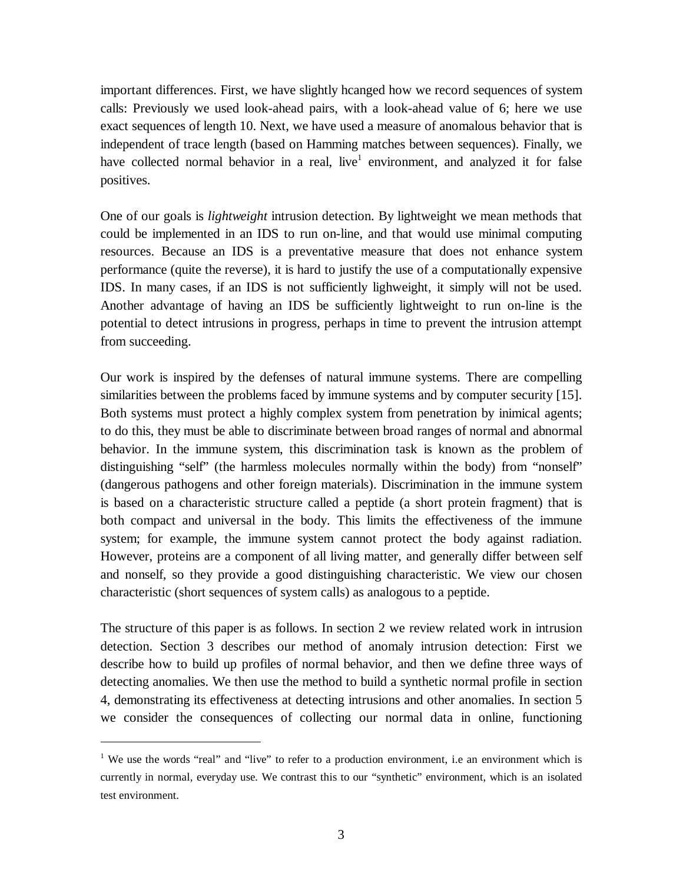important differences. First, we have slightly hcanged how we record sequences of system calls: Previously we used look-ahead pairs, with a look-ahead value of 6; here we use exact sequences of length 10. Next, we have used a measure of anomalous behavior that is independent of trace length (based on Hamming matches between sequences). Finally, we have collected normal behavior in a real, live[1] environment, and analyzed it for false positives.

One of our goals is *lightweight* intrusion detection. By lightweight we mean methods that could be implemented in an IDS to run on-line, and that would use minimal computing resources. Because an IDS is a preventative measure that does not enhance system performance (quite the reverse), it is hard to justify the use of a computationally expensive IDS. In many cases, if an IDS is not sufficiently lighweight, it simply will not be used. Another advantage of having an IDS be sufficiently lightweight to run on-line is the potential to detect intrusions in progress, perhaps in time to prevent the intrusion attempt from succeeding.

Our work is inspired by the defenses of natural immune systems. There are compelling similarities between the problems faced by immune systems and by computer security [15]. Both systems must protect a highly complex system from penetration by inimical agents; to do this, they must be able to discriminate between broad ranges of normal and abnormal behavior. In the immune system, this discrimination task is known as the problem of distinguishing "self" (the harmless molecules normally within the body) from "nonself" (dangerous pathogens and other foreign materials). Discrimination in the immune system is based on a characteristic structure called a peptide (a short protein fragment) that is both compact and universal in the body. This limits the effectiveness of the immune system; for example, the immune system cannot protect the body against radiation. However, proteins are a component of all living matter, and generally differ between self and nonself, so they provide a good distinguishing characteristic. We view our chosen characteristic (short sequences of system calls) as analogous to a peptide.

The structure of this paper is as follows. In section 2 we review related work in intrusion detection. Section 3 describes our method of anomaly intrusion detection: First we describe how to build up profiles of normal behavior, and then we define three ways of detecting anomalies. We then use the method to build a synthetic normal profile in section 4, demonstrating its effectiveness at detecting intrusions and other anomalies. In section 5 we consider the consequences of collecting our normal data in online, functioning

---

[1] We use the words "real" and "live" to refer to a production environment, i.e an environment which is currently in normal, everyday use. We contrast this to our "synthetic" environment, which is an isolated test environment.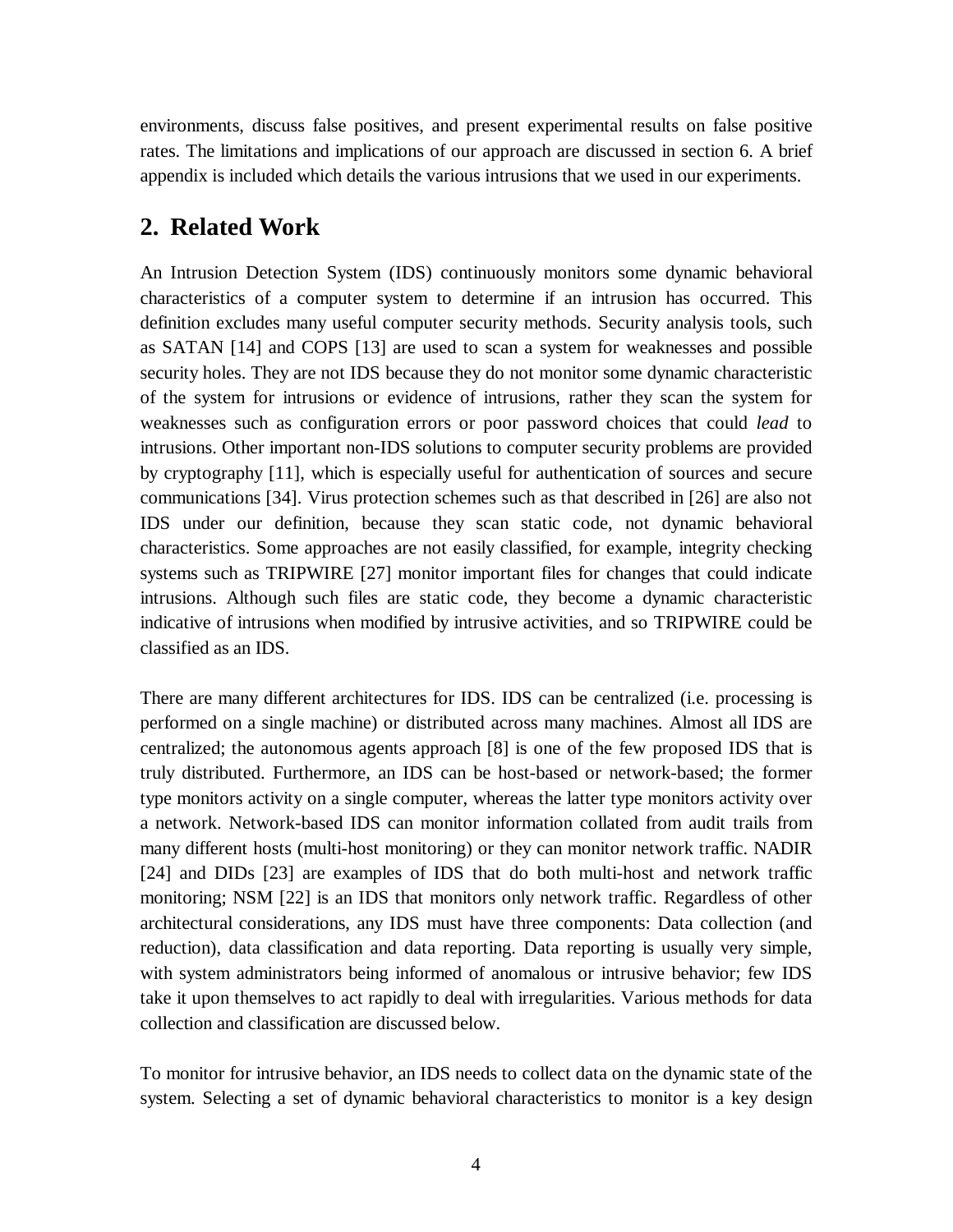environments, discuss false positives, and present experimental results on false positive rates. The limitations and implications of our approach are discussed in section 6. A brief appendix is included which details the various intrusions that we used in our experiments.

## 2. Related Work

An Intrusion Detection System (IDS) continuously monitors some dynamic behavioral characteristics of a computer system to determine if an intrusion has occurred. This definition excludes many useful computer security methods. Security analysis tools, such as SATAN [14] and COPS [13] are used to scan a system for weaknesses and possible security holes. They are not IDS because they do not monitor some dynamic characteristic of the system for intrusions or evidence of intrusions, rather they scan the system for weaknesses such as configuration errors or poor password choices that could *lead* to intrusions. Other important non-IDS solutions to computer security problems are provided by cryptography [11], which is especially useful for authentication of sources and secure communications [34]. Virus protection schemes such as that described in [26] are also not IDS under our definition, because they scan static code, not dynamic behavioral characteristics. Some approaches are not easily classified, for example, integrity checking systems such as TRIPWIRE [27] monitor important files for changes that could indicate intrusions. Although such files are static code, they become a dynamic characteristic indicative of intrusions when modified by intrusive activities, and so TRIPWIRE could be classified as an IDS.

There are many different architectures for IDS. IDS can be centralized (i.e. processing is performed on a single machine) or distributed across many machines. Almost all IDS are centralized; the autonomous agents approach [8] is one of the few proposed IDS that is truly distributed. Furthermore, an IDS can be host-based or network-based; the former type monitors activity on a single computer, whereas the latter type monitors activity over a network. Network-based IDS can monitor information collated from audit trails from many different hosts (multi-host monitoring) or they can monitor network traffic. NADIR [24] and DIDs [23] are examples of IDS that do both multi-host and network traffic monitoring; NSM [22] is an IDS that monitors only network traffic. Regardless of other architectural considerations, any IDS must have three components: Data collection (and reduction), data classification and data reporting. Data reporting is usually very simple, with system administrators being informed of anomalous or intrusive behavior; few IDS take it upon themselves to act rapidly to deal with irregularities. Various methods for data collection and classification are discussed below.

To monitor for intrusive behavior, an IDS needs to collect data on the dynamic state of the system. Selecting a set of dynamic behavioral characteristics to monitor is a key design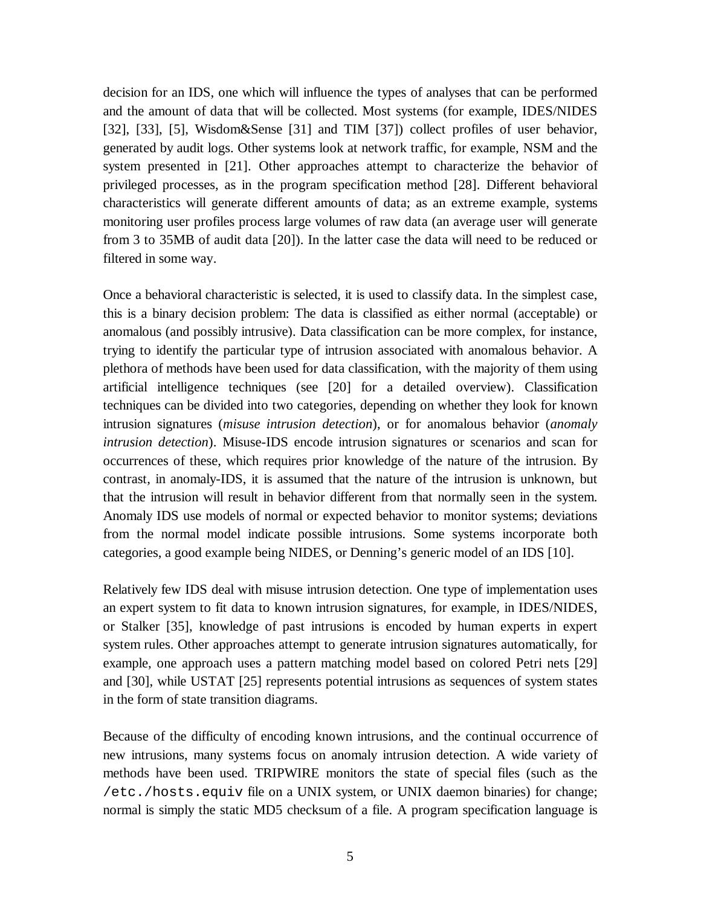decision for an IDS, one which will influence the types of analyses that can be performed and the amount of data that will be collected. Most systems (for example, IDES/NIDES [32], [33], [5], Wisdom&Sense [31] and TIM [37]) collect profiles of user behavior, generated by audit logs. Other systems look at network traffic, for example, NSM and the system presented in [21]. Other approaches attempt to characterize the behavior of privileged processes, as in the program specification method [28]. Different behavioral characteristics will generate different amounts of data; as an extreme example, systems monitoring user profiles process large volumes of raw data (an average user will generate from 3 to 35MB of audit data [20]). In the latter case the data will need to be reduced or filtered in some way.

Once a behavioral characteristic is selected, it is used to classify data. In the simplest case, this is a binary decision problem: The data is classified as either normal (acceptable) or anomalous (and possibly intrusive). Data classification can be more complex, for instance, trying to identify the particular type of intrusion associated with anomalous behavior. A plethora of methods have been used for data classification, with the majority of them using artificial intelligence techniques (see [20] for a detailed overview). Classification techniques can be divided into two categories, depending on whether they look for known intrusion signatures (*misuse intrusion detection*), or for anomalous behavior (*anomaly intrusion detection*). Misuse-IDS encode intrusion signatures or scenarios and scan for occurrences of these, which requires prior knowledge of the nature of the intrusion. By contrast, in anomaly-IDS, it is assumed that the nature of the intrusion is unknown, but that the intrusion will result in behavior different from that normally seen in the system. Anomaly IDS use models of normal or expected behavior to monitor systems; deviations from the normal model indicate possible intrusions. Some systems incorporate both categories, a good example being NIDES, or Denning's generic model of an IDS [10].

Relatively few IDS deal with misuse intrusion detection. One type of implementation uses an expert system to fit data to known intrusion signatures, for example, in IDES/NIDES, or Stalker [35], knowledge of past intrusions is encoded by human experts in expert system rules. Other approaches attempt to generate intrusion signatures automatically, for example, one approach uses a pattern matching model based on colored Petri nets [29] and [30], while USTAT [25] represents potential intrusions as sequences of system states in the form of state transition diagrams.

Because of the difficulty of encoding known intrusions, and the continual occurrence of new intrusions, many systems focus on anomaly intrusion detection. A wide variety of methods have been used. TRIPWIRE monitors the state of special files (such as the `/etc./hosts.equiv` file on a UNIX system, or UNIX daemon binaries) for change; normal is simply the static MD5 checksum of a file. A program specification language is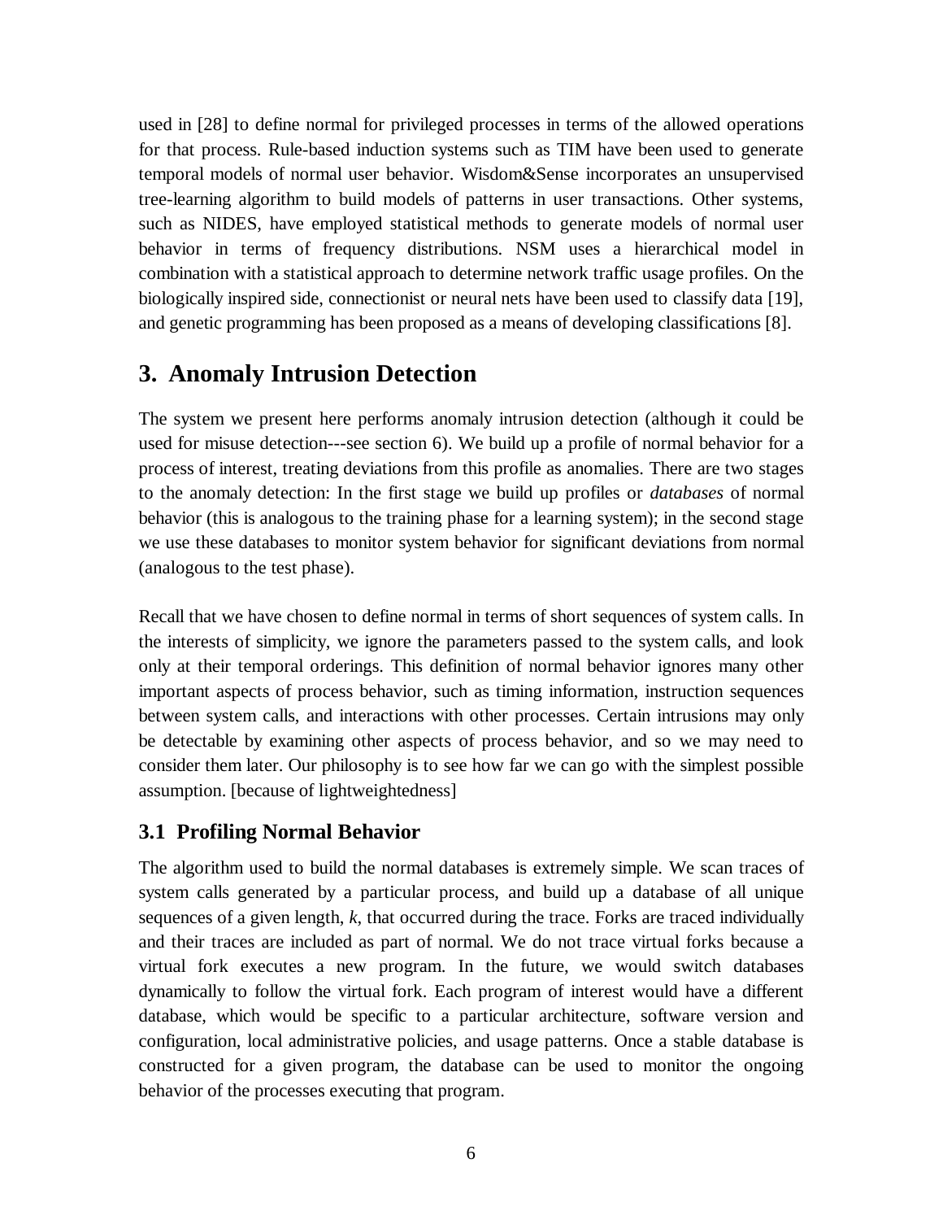used in [28] to define normal for privileged processes in terms of the allowed operations for that process. Rule-based induction systems such as TIM have been used to generate temporal models of normal user behavior. Wisdom&Sense incorporates an unsupervised tree-learning algorithm to build models of patterns in user transactions. Other systems, such as NIDES, have employed statistical methods to generate models of normal user behavior in terms of frequency distributions. NSM uses a hierarchical model in combination with a statistical approach to determine network traffic usage profiles. On the biologically inspired side, connectionist or neural nets have been used to classify data [19], and genetic programming has been proposed as a means of developing classifications [8].

## 3. Anomaly Intrusion Detection

The system we present here performs anomaly intrusion detection (although it could be used for misuse detection---see section 6). We build up a profile of normal behavior for a process of interest, treating deviations from this profile as anomalies. There are two stages to the anomaly detection: In the first stage we build up profiles or *databases* of normal behavior (this is analogous to the training phase for a learning system); in the second stage we use these databases to monitor system behavior for significant deviations from normal (analogous to the test phase).

Recall that we have chosen to define normal in terms of short sequences of system calls. In the interests of simplicity, we ignore the parameters passed to the system calls, and look only at their temporal orderings. This definition of normal behavior ignores many other important aspects of process behavior, such as timing information, instruction sequences between system calls, and interactions with other processes. Certain intrusions may only be detectable by examining other aspects of process behavior, and so we may need to consider them later. Our philosophy is to see how far we can go with the simplest possible assumption. [because of lightweightedness]

### 3.1 Profiling Normal Behavior

The algorithm used to build the normal databases is extremely simple. We scan traces of system calls generated by a particular process, and build up a database of all unique sequences of a given length, $k$, that occurred during the trace. Forks are traced individually and their traces are included as part of normal. We do not trace virtual forks because a virtual fork executes a new program. In the future, we would switch databases dynamically to follow the virtual fork. Each program of interest would have a different database, which would be specific to a particular architecture, software version and configuration, local administrative policies, and usage patterns. Once a stable database is constructed for a given program, the database can be used to monitor the ongoing behavior of the processes executing that program.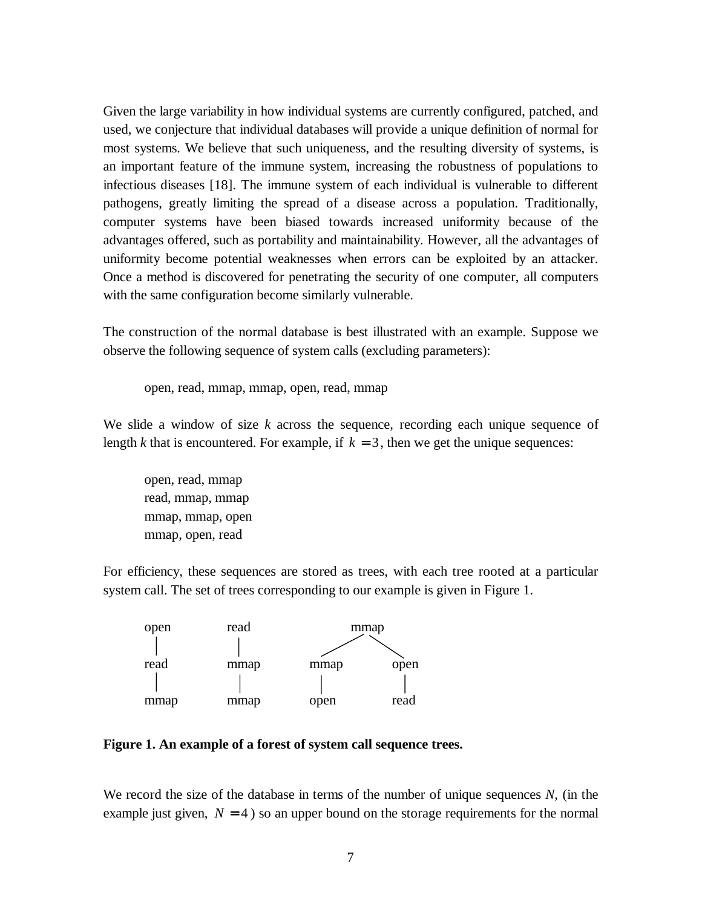Given the large variability in how individual systems are currently configured, patched, and used, we conjecture that individual databases will provide a unique definition of normal for most systems. We believe that such uniqueness, and the resulting diversity of systems, is an important feature of the immune system, increasing the robustness of populations to infectious diseases [18]. The immune system of each individual is vulnerable to different pathogens, greatly limiting the spread of a disease across a population. Traditionally, computer systems have been biased towards increased uniformity because of the advantages offered, such as portability and maintainability. However, all the advantages of uniformity become potential weaknesses when errors can be exploited by an attacker. Once a method is discovered for penetrating the security of one computer, all computers with the same configuration become similarly vulnerable.

The construction of the normal database is best illustrated with an example. Suppose we observe the following sequence of system calls (excluding parameters):

> open, read, mmap, mmap, open, read, mmap

We slide a window of size $k$ across the sequence, recording each unique sequence of length $k$ that is encountered. For example, if $k = 3$, then we get the unique sequences:

> open, read, mmap
> read, mmap, mmap
> mmap, mmap, open
> mmap, open, read

For efficiency, these sequences are stored as trees, with each tree rooted at a particular system call. The set of trees corresponding to our example is given in Figure 1.

```
open      read            mmap
 |         |             /    \
read      mmap        mmap    open
 |         |            |       |
mmap      mmap        open    read
```

**Figure 1. An example of a forest of system call sequence trees.**

We record the size of the database in terms of the number of unique sequences $N$, (in the example just given, $N = 4$) so an upper bound on the storage requirements for the normal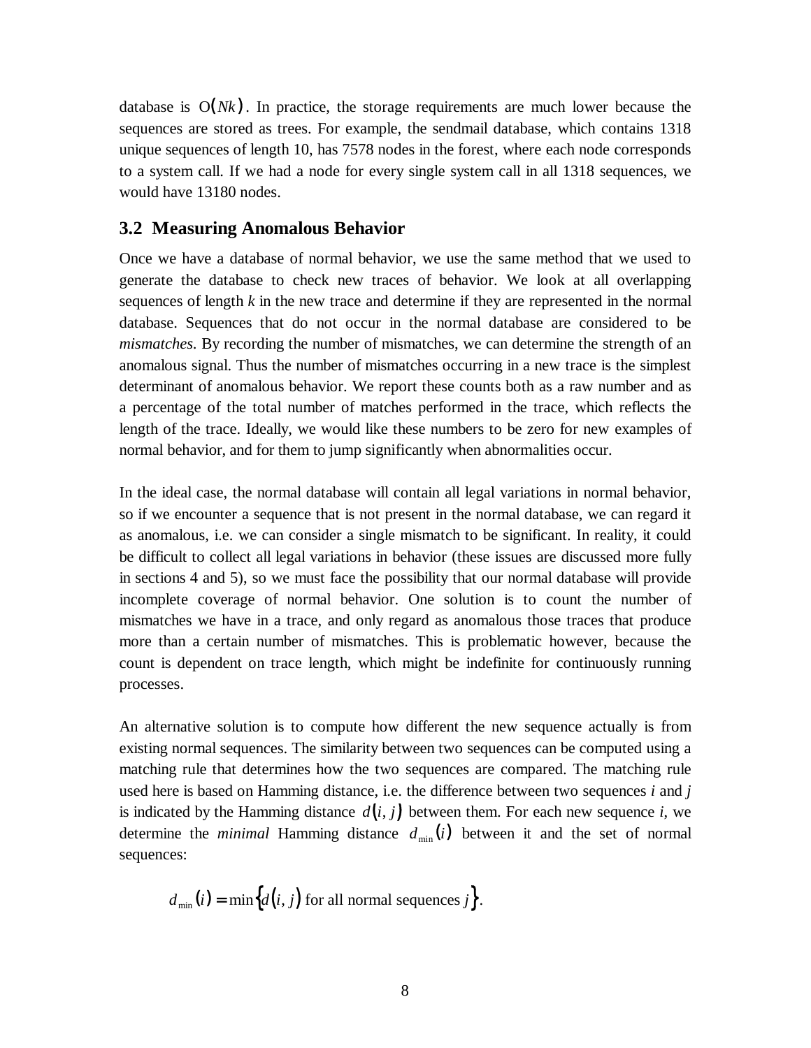database is $O(Nk)$. In practice, the storage requirements are much lower because the sequences are stored as trees. For example, the sendmail database, which contains 1318 unique sequences of length 10, has 7578 nodes in the forest, where each node corresponds to a system call. If we had a node for every single system call in all 1318 sequences, we would have 13180 nodes.

### 3.2 Measuring Anomalous Behavior

Once we have a database of normal behavior, we use the same method that we used to generate the database to check new traces of behavior. We look at all overlapping sequences of length $k$ in the new trace and determine if they are represented in the normal database. Sequences that do not occur in the normal database are considered to be *mismatches*. By recording the number of mismatches, we can determine the strength of an anomalous signal. Thus the number of mismatches occurring in a new trace is the simplest determinant of anomalous behavior. We report these counts both as a raw number and as a percentage of the total number of matches performed in the trace, which reflects the length of the trace. Ideally, we would like these numbers to be zero for new examples of normal behavior, and for them to jump significantly when abnormalities occur.

In the ideal case, the normal database will contain all legal variations in normal behavior, so if we encounter a sequence that is not present in the normal database, we can regard it as anomalous, i.e. we can consider a single mismatch to be significant. In reality, it could be difficult to collect all legal variations in behavior (these issues are discussed more fully in sections 4 and 5), so we must face the possibility that our normal database will provide incomplete coverage of normal behavior. One solution is to count the number of mismatches we have in a trace, and only regard as anomalous those traces that produce more than a certain number of mismatches. This is problematic however, because the count is dependent on trace length, which might be indefinite for continuously running processes.

An alternative solution is to compute how different the new sequence actually is from existing normal sequences. The similarity between two sequences can be computed using a matching rule that determines how the two sequences are compared. The matching rule used here is based on Hamming distance, i.e. the difference between two sequences $i$ and $j$ is indicated by the Hamming distance $d(i, j)$ between them. For each new sequence $i$, we determine the *minimal* Hamming distance $d_{\min}(i)$ between it and the set of normal sequences:

$$d_{\min}(i) = \min\{d(i, j) \text{ for all normal sequences } j\}.$$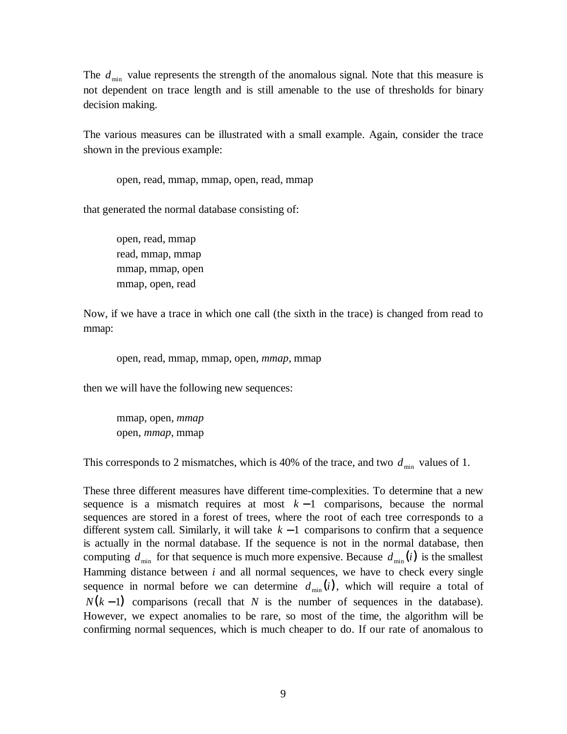The $d_{\min}$ value represents the strength of the anomalous signal. Note that this measure is not dependent on trace length and is still amenable to the use of thresholds for binary decision making.

The various measures can be illustrated with a small example. Again, consider the trace shown in the previous example:

> open, read, mmap, mmap, open, read, mmap

that generated the normal database consisting of:

> open, read, mmap  
> read, mmap, mmap  
> mmap, mmap, open  
> mmap, open, read

Now, if we have a trace in which one call (the sixth in the trace) is changed from read to mmap:

> open, read, mmap, mmap, open, *mmap*, mmap

then we will have the following new sequences:

> mmap, open, *mmap*  
> open, *mmap*, mmap

This corresponds to 2 mismatches, which is 40% of the trace, and two $d_{\min}$ values of 1.

These three different measures have different time-complexities. To determine that a new sequence is a mismatch requires at most $k-1$ comparisons, because the normal sequences are stored in a forest of trees, where the root of each tree corresponds to a different system call. Similarly, it will take $k-1$ comparisons to confirm that a sequence is actually in the normal database. If the sequence is not in the normal database, then computing $d_{\min}$ for that sequence is much more expensive. Because $d_{\min}(i)$ is the smallest Hamming distance between $i$ and all normal sequences, we have to check every single sequence in normal before we can determine $d_{\min}(i)$, which will require a total of $N(k-1)$ comparisons (recall that $N$ is the number of sequences in the database). However, we expect anomalies to be rare, so most of the time, the algorithm will be confirming normal sequences, which is much cheaper to do. If our rate of anomalous to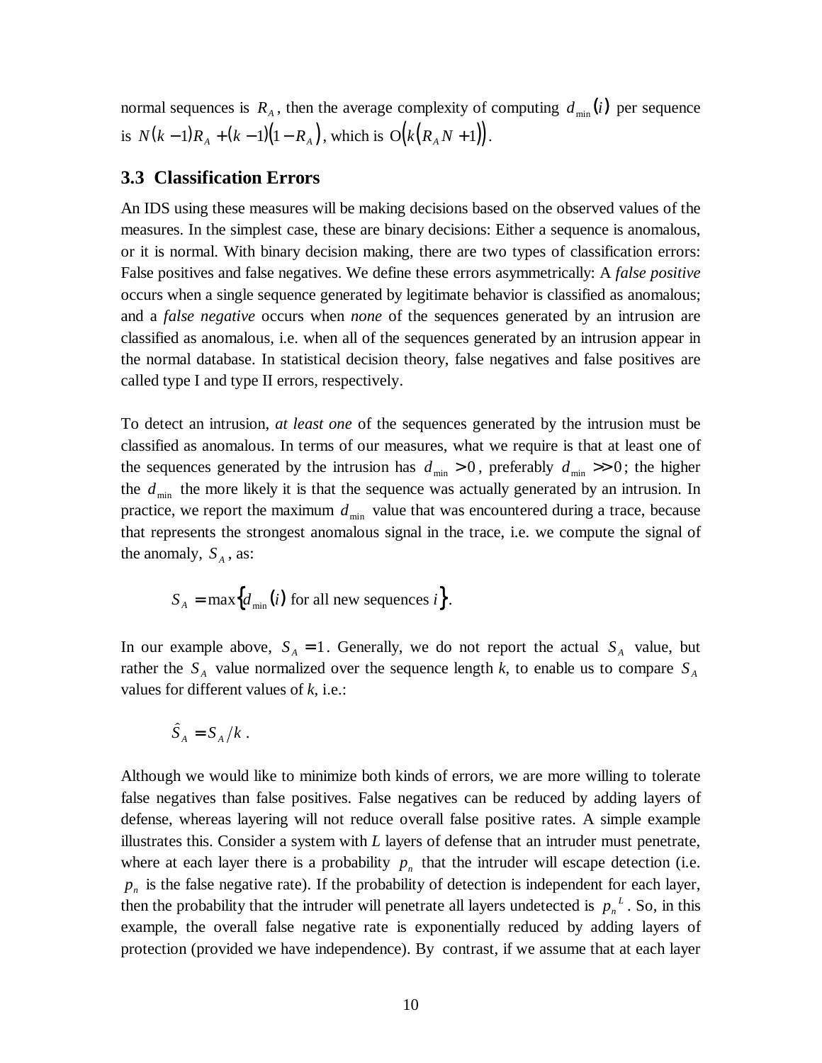normal sequences is $R_A$, then the average complexity of computing $d_{\min}(i)$ per sequence is $N(k-1)R_A + (k-1)(1-R_A)$, which is $O\left(k\left(R_A N + 1\right)\right)$.

### 3.3 Classification Errors

An IDS using these measures will be making decisions based on the observed values of the measures. In the simplest case, these are binary decisions: Either a sequence is anomalous, or it is normal. With binary decision making, there are two types of classification errors: False positives and false negatives. We define these errors asymmetrically: A *false positive* occurs when a single sequence generated by legitimate behavior is classified as anomalous; and a *false negative* occurs when *none* of the sequences generated by an intrusion are classified as anomalous, i.e. when all of the sequences generated by an intrusion appear in the normal database. In statistical decision theory, false negatives and false positives are called type I and type II errors, respectively.

To detect an intrusion, *at least one* of the sequences generated by the intrusion must be classified as anomalous. In terms of our measures, what we require is that at least one of the sequences generated by the intrusion has $d_{\min} > 0$, preferably $d_{\min} >> 0$; the higher the $d_{\min}$ the more likely it is that the sequence was actually generated by an intrusion. In practice, we report the maximum $d_{\min}$ value that was encountered during a trace, because that represents the strongest anomalous signal in the trace, i.e. we compute the signal of the anomaly, $S_A$, as:

$$S_A = \max\left\{d_{\min}(i) \text{ for all new sequences } i\right\}.$$

In our example above, $S_A = 1$. Generally, we do not report the actual $S_A$ value, but rather the $S_A$ value normalized over the sequence length *k*, to enable us to compare $S_A$ values for different values of *k*, i.e.:

$$\hat{S}_A = S_A / k .$$

Although we would like to minimize both kinds of errors, we are more willing to tolerate false negatives than false positives. False negatives can be reduced by adding layers of defense, whereas layering will not reduce overall false positive rates. A simple example illustrates this. Consider a system with *L* layers of defense that an intruder must penetrate, where at each layer there is a probability $p_n$ that the intruder will escape detection (i.e. $p_n$ is the false negative rate). If the probability of detection is independent for each layer, then the probability that the intruder will penetrate all layers undetected is $p_n^{\,L}$. So, in this example, the overall false negative rate is exponentially reduced by adding layers of protection (provided we have independence). By contrast, if we assume that at each layer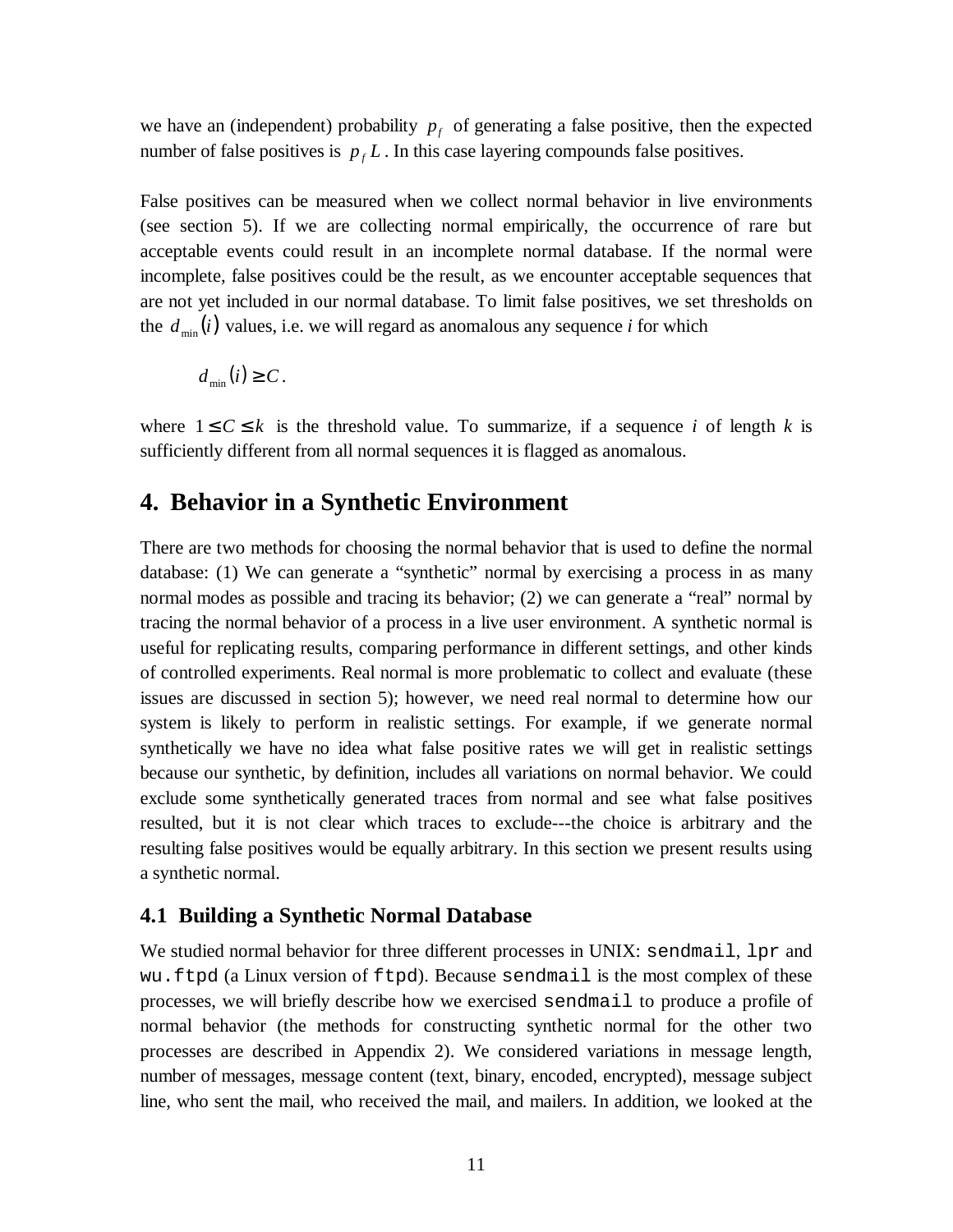we have an (independent) probability $p_f$ of generating a false positive, then the expected number of false positives is $p_f L$. In this case layering compounds false positives.

False positives can be measured when we collect normal behavior in live environments (see section 5). If we are collecting normal empirically, the occurrence of rare but acceptable events could result in an incomplete normal database. If the normal were incomplete, false positives could be the result, as we encounter acceptable sequences that are not yet included in our normal database. To limit false positives, we set thresholds on the $d_{\min}(i)$ values, i.e. we will regard as anomalous any sequence *i* for which

$$d_{\min}(i) \geq C.$$

where $1 \leq C \leq k$ is the threshold value. To summarize, if a sequence *i* of length *k* is sufficiently different from all normal sequences it is flagged as anomalous.

# 4. Behavior in a Synthetic Environment

There are two methods for choosing the normal behavior that is used to define the normal database: (1) We can generate a "synthetic" normal by exercising a process in as many normal modes as possible and tracing its behavior; (2) we can generate a "real" normal by tracing the normal behavior of a process in a live user environment. A synthetic normal is useful for replicating results, comparing performance in different settings, and other kinds of controlled experiments. Real normal is more problematic to collect and evaluate (these issues are discussed in section 5); however, we need real normal to determine how our system is likely to perform in realistic settings. For example, if we generate normal synthetically we have no idea what false positive rates we will get in realistic settings because our synthetic, by definition, includes all variations on normal behavior. We could exclude some synthetically generated traces from normal and see what false positives resulted, but it is not clear which traces to exclude---the choice is arbitrary and the resulting false positives would be equally arbitrary. In this section we present results using a synthetic normal.

## 4.1 Building a Synthetic Normal Database

We studied normal behavior for three different processes in UNIX: `sendmail`, `lpr` and `wu.ftpd` (a Linux version of `ftpd`). Because `sendmail` is the most complex of these processes, we will briefly describe how we exercised `sendmail` to produce a profile of normal behavior (the methods for constructing synthetic normal for the other two processes are described in Appendix 2). We considered variations in message length, number of messages, message content (text, binary, encoded, encrypted), message subject line, who sent the mail, who received the mail, and mailers. In addition, we looked at the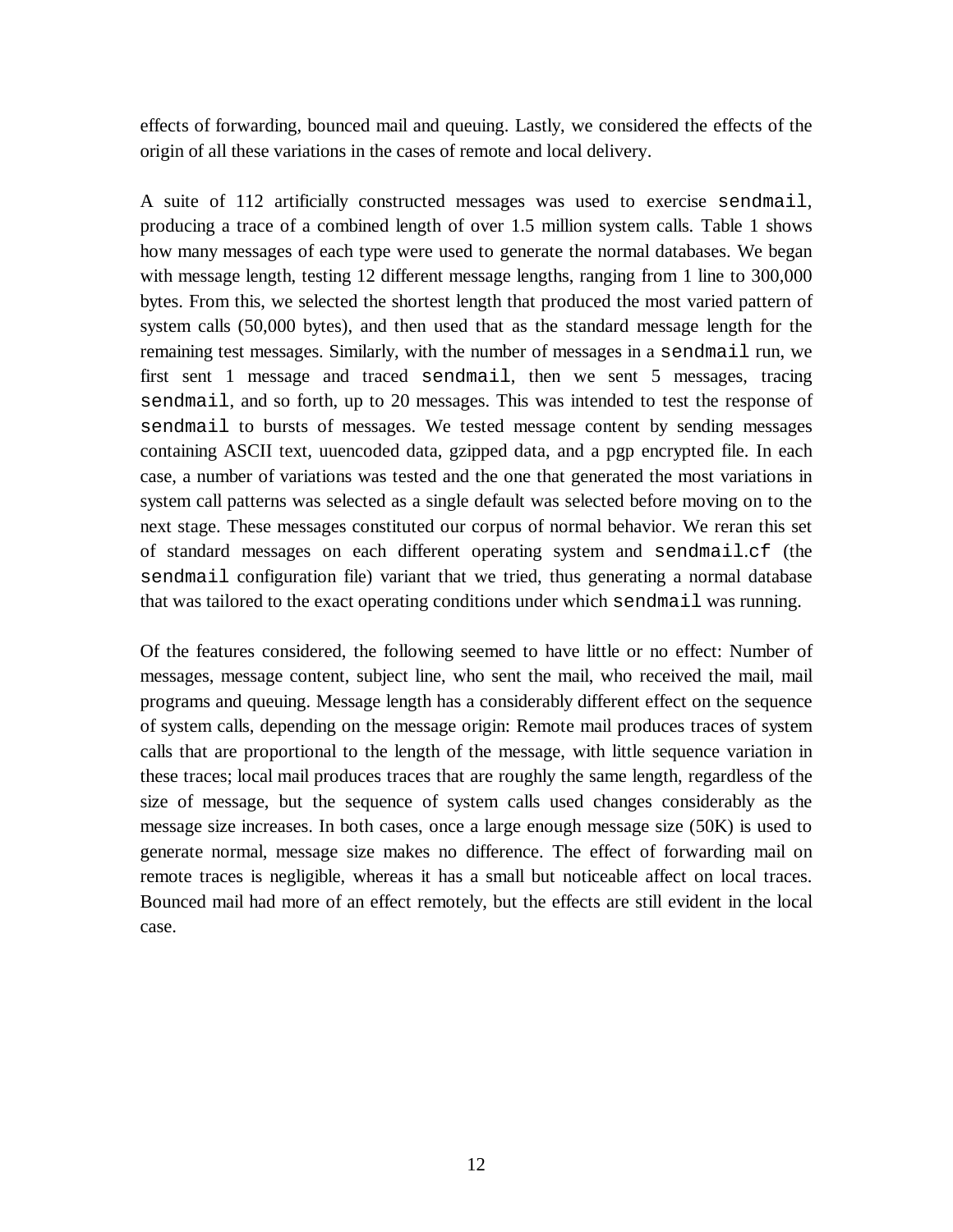effects of forwarding, bounced mail and queuing. Lastly, we considered the effects of the origin of all these variations in the cases of remote and local delivery.

A suite of 112 artificially constructed messages was used to exercise `sendmail`, producing a trace of a combined length of over 1.5 million system calls. Table 1 shows how many messages of each type were used to generate the normal databases. We began with message length, testing 12 different message lengths, ranging from 1 line to 300,000 bytes. From this, we selected the shortest length that produced the most varied pattern of system calls (50,000 bytes), and then used that as the standard message length for the remaining test messages. Similarly, with the number of messages in a `sendmail` run, we first sent 1 message and traced `sendmail`, then we sent 5 messages, tracing `sendmail`, and so forth, up to 20 messages. This was intended to test the response of `sendmail` to bursts of messages. We tested message content by sending messages containing ASCII text, uuencoded data, gzipped data, and a pgp encrypted file. In each case, a number of variations was tested and the one that generated the most variations in system call patterns was selected as a single default was selected before moving on to the next stage. These messages constituted our corpus of normal behavior. We reran this set of standard messages on each different operating system and `sendmail.cf` (the `sendmail` configuration file) variant that we tried, thus generating a normal database that was tailored to the exact operating conditions under which `sendmail` was running.

Of the features considered, the following seemed to have little or no effect: Number of messages, message content, subject line, who sent the mail, who received the mail, mail programs and queuing. Message length has a considerably different effect on the sequence of system calls, depending on the message origin: Remote mail produces traces of system calls that are proportional to the length of the message, with little sequence variation in these traces; local mail produces traces that are roughly the same length, regardless of the size of message, but the sequence of system calls used changes considerably as the message size increases. In both cases, once a large enough message size (50K) is used to generate normal, message size makes no difference. The effect of forwarding mail on remote traces is negligible, whereas it has a small but noticeable affect on local traces. Bounced mail had more of an effect remotely, but the effects are still evident in the local case.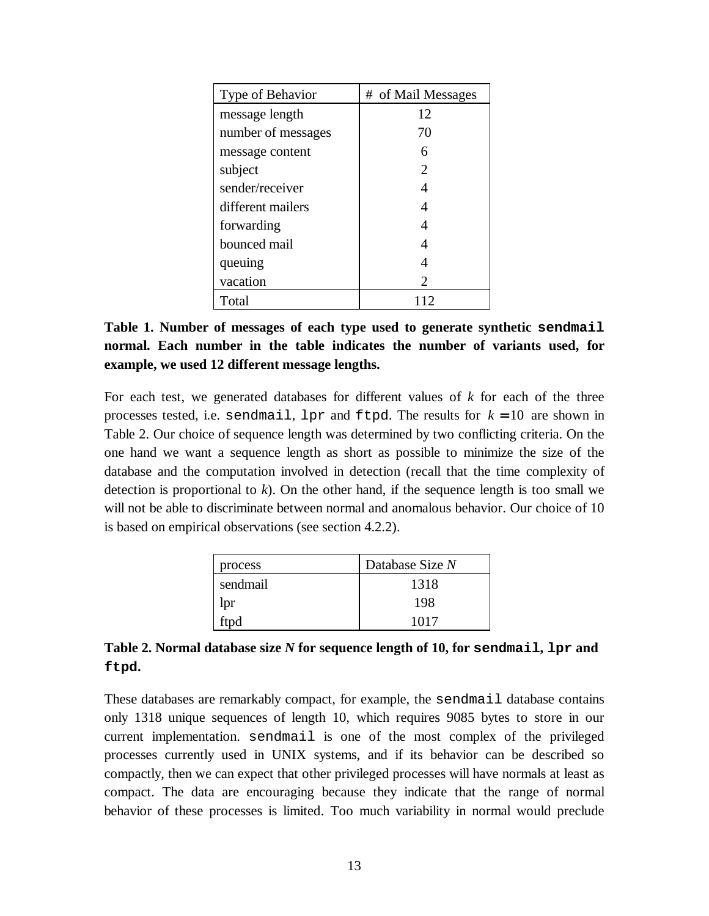| Type of Behavior | # of Mail Messages |
| --- | --- |
| message length | 12 |
| number of messages | 70 |
| message content | 6 |
| subject | 2 |
| sender/receiver | 4 |
| different mailers | 4 |
| forwarding | 4 |
| bounced mail | 4 |
| queuing | 4 |
| vacation | 2 |
| Total | 112 |

**Table 1. Number of messages of each type used to generate synthetic `sendmail` normal. Each number in the table indicates the number of variants used, for example, we used 12 different message lengths.**

For each test, we generated databases for different values of $k$ for each of the three processes tested, i.e. `sendmail`, `lpr` and `ftpd`. The results for $k = 10$ are shown in Table 2. Our choice of sequence length was determined by two conflicting criteria. On the one hand we want a sequence length as short as possible to minimize the size of the database and the computation involved in detection (recall that the time complexity of detection is proportional to $k$). On the other hand, if the sequence length is too small we will not be able to discriminate between normal and anomalous behavior. Our choice of 10 is based on empirical observations (see section 4.2.2).

| process | Database Size $N$ |
| --- | --- |
| sendmail | 1318 |
| lpr | 198 |
| ftpd | 1017 |

**Table 2. Normal database size $N$ for sequence length of 10, for `sendmail`, `lpr` and `ftpd`.**

These databases are remarkably compact, for example, the `sendmail` database contains only 1318 unique sequences of length 10, which requires 9085 bytes to store in our current implementation. `sendmail` is one of the most complex of the privileged processes currently used in UNIX systems, and if its behavior can be described so compactly, then we can expect that other privileged processes will have normals at least as compact. The data are encouraging because they indicate that the range of normal behavior of these processes is limited. Too much variability in normal would preclude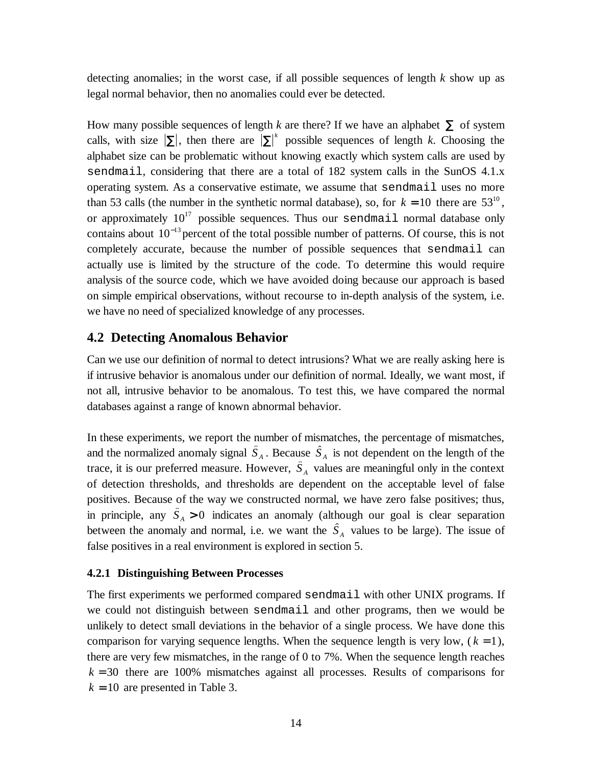detecting anomalies; in the worst case, if all possible sequences of length $k$ show up as legal normal behavior, then no anomalies could ever be detected.

How many possible sequences of length $k$ are there? If we have an alphabet $\Sigma$ of system calls, with size $|\Sigma|$, then there are $|\Sigma|^k$ possible sequences of length $k$. Choosing the alphabet size can be problematic without knowing exactly which system calls are used by `sendmail`, considering that there are a total of 182 system calls in the SunOS 4.1.x operating system. As a conservative estimate, we assume that `sendmail` uses no more than 53 calls (the number in the synthetic normal database), so, for $k = 10$ there are $53^{10}$, or approximately $10^{17}$ possible sequences. Thus our `sendmail` normal database only contains about $10^{-13}$ percent of the total possible number of patterns. Of course, this is not completely accurate, because the number of possible sequences that `sendmail` can actually use is limited by the structure of the code. To determine this would require analysis of the source code, which we have avoided doing because our approach is based on simple empirical observations, without recourse to in-depth analysis of the system, i.e. we have no need of specialized knowledge of any processes.

## 4.2 Detecting Anomalous Behavior

Can we use our definition of normal to detect intrusions? What we are really asking here is if intrusive behavior is anomalous under our definition of normal. Ideally, we want most, if not all, intrusive behavior to be anomalous. To test this, we have compared the normal databases against a range of known abnormal behavior.

In these experiments, we report the number of mismatches, the percentage of mismatches, and the normalized anomaly signal $\hat{S}_A$. Because $\hat{S}_A$ is not dependent on the length of the trace, it is our preferred measure. However, $\hat{S}_A$ values are meaningful only in the context of detection thresholds, and thresholds are dependent on the acceptable level of false positives. Because of the way we constructed normal, we have zero false positives; thus, in principle, any $\hat{S}_A > 0$ indicates an anomaly (although our goal is clear separation between the anomaly and normal, i.e. we want the $\hat{S}_A$ values to be large). The issue of false positives in a real environment is explored in section 5.

### 4.2.1 Distinguishing Between Processes

The first experiments we performed compared `sendmail` with other UNIX programs. If we could not distinguish between `sendmail` and other programs, then we would be unlikely to detect small deviations in the behavior of a single process. We have done this comparison for varying sequence lengths. When the sequence length is very low, ($k = 1$), there are very few mismatches, in the range of 0 to 7%. When the sequence length reaches $k = 30$ there are 100% mismatches against all processes. Results of comparisons for $k = 10$ are presented in Table 3.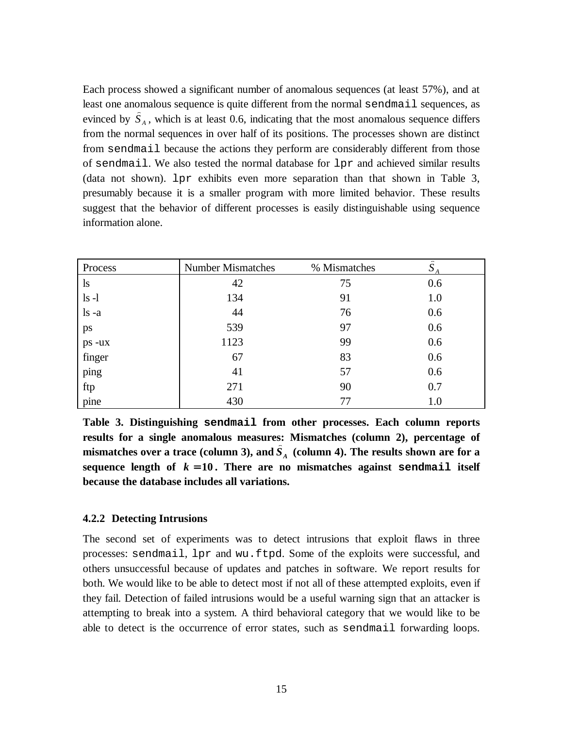Each process showed a significant number of anomalous sequences (at least 57%), and at least one anomalous sequence is quite different from the normal `sendmail` sequences, as evinced by $\hat{S}_A$, which is at least 0.6, indicating that the most anomalous sequence differs from the normal sequences in over half of its positions. The processes shown are distinct from `sendmail` because the actions they perform are considerably different from those of `sendmail`. We also tested the normal database for `lpr` and achieved similar results (data not shown). `lpr` exhibits even more separation than that shown in Table 3, presumably because it is a smaller program with more limited behavior. These results suggest that the behavior of different processes is easily distinguishable using sequence information alone.

| Process | Number Mismatches | % Mismatches | $\hat{S}_A$ |
|---|---|---|---|
| ls | 42 | 75 | 0.6 |
| ls -l | 134 | 91 | 1.0 |
| ls -a | 44 | 76 | 0.6 |
| ps | 539 | 97 | 0.6 |
| ps -ux | 1123 | 99 | 0.6 |
| finger | 67 | 83 | 0.6 |
| ping | 41 | 57 | 0.6 |
| ftp | 271 | 90 | 0.7 |
| pine | 430 | 77 | 1.0 |

**Table 3. Distinguishing `sendmail` from other processes. Each column reports results for a single anomalous measures: Mismatches (column 2), percentage of mismatches over a trace (column 3), and $\hat{S}_A$ (column 4). The results shown are for a sequence length of $k = 10$. There are no mismatches against `sendmail` itself because the database includes all variations.**

#### 4.2.2 Detecting Intrusions

The second set of experiments was to detect intrusions that exploit flaws in three processes: `sendmail`, `lpr` and `wu.ftpd`. Some of the exploits were successful, and others unsuccessful because of updates and patches in software. We report results for both. We would like to be able to detect most if not all of these attempted exploits, even if they fail. Detection of failed intrusions would be a useful warning sign that an attacker is attempting to break into a system. A third behavioral category that we would like to be able to detect is the occurrence of error states, such as `sendmail` forwarding loops.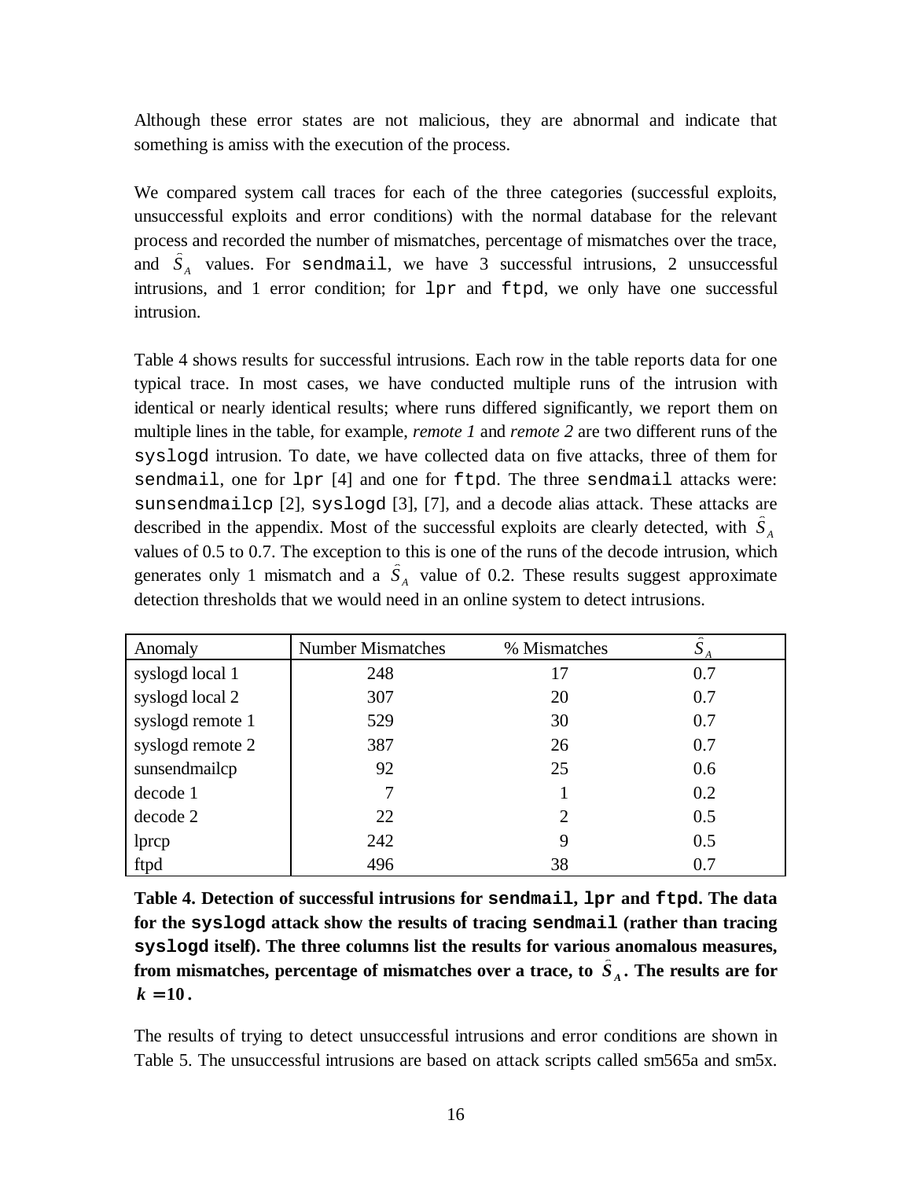Although these error states are not malicious, they are abnormal and indicate that something is amiss with the execution of the process.

We compared system call traces for each of the three categories (successful exploits, unsuccessful exploits and error conditions) with the normal database for the relevant process and recorded the number of mismatches, percentage of mismatches over the trace, and $\hat{S}_A$ values. For `sendmail`, we have 3 successful intrusions, 2 unsuccessful intrusions, and 1 error condition; for `lpr` and `ftpd`, we only have one successful intrusion.

Table 4 shows results for successful intrusions. Each row in the table reports data for one typical trace. In most cases, we have conducted multiple runs of the intrusion with identical or nearly identical results; where runs differed significantly, we report them on multiple lines in the table, for example, *remote 1* and *remote 2* are two different runs of the `syslogd` intrusion. To date, we have collected data on five attacks, three of them for `sendmail`, one for `lpr` [4] and one for `ftpd`. The three `sendmail` attacks were: `sunsendmailcp` [2], `syslogd` [3], [7], and a decode alias attack. These attacks are described in the appendix. Most of the successful exploits are clearly detected, with $\hat{S}_A$ values of 0.5 to 0.7. The exception to this is one of the runs of the decode intrusion, which generates only 1 mismatch and a $\hat{S}_A$ value of 0.2. These results suggest approximate detection thresholds that we would need in an online system to detect intrusions.

| Anomaly | Number Mismatches | % Mismatches | $\hat{S}_A$ |
|---|---|---|---|
| syslogd local 1 | 248 | 17 | 0.7 |
| syslogd local 2 | 307 | 20 | 0.7 |
| syslogd remote 1 | 529 | 30 | 0.7 |
| syslogd remote 2 | 387 | 26 | 0.7 |
| sunsendmailcp | 92 | 25 | 0.6 |
| decode 1 | 7 | 1 | 0.2 |
| decode 2 | 22 | 2 | 0.5 |
| lprcp | 242 | 9 | 0.5 |
| ftpd | 496 | 38 | 0.7 |

**Table 4. Detection of successful intrusions for `sendmail`, `lpr` and `ftpd`. The data for the `syslogd` attack show the results of tracing `sendmail` (rather than tracing `syslogd` itself). The three columns list the results for various anomalous measures, from mismatches, percentage of mismatches over a trace, to $\hat{S}_A$. The results are for $k = 10$.**

The results of trying to detect unsuccessful intrusions and error conditions are shown in Table 5. The unsuccessful intrusions are based on attack scripts called sm565a and sm5x.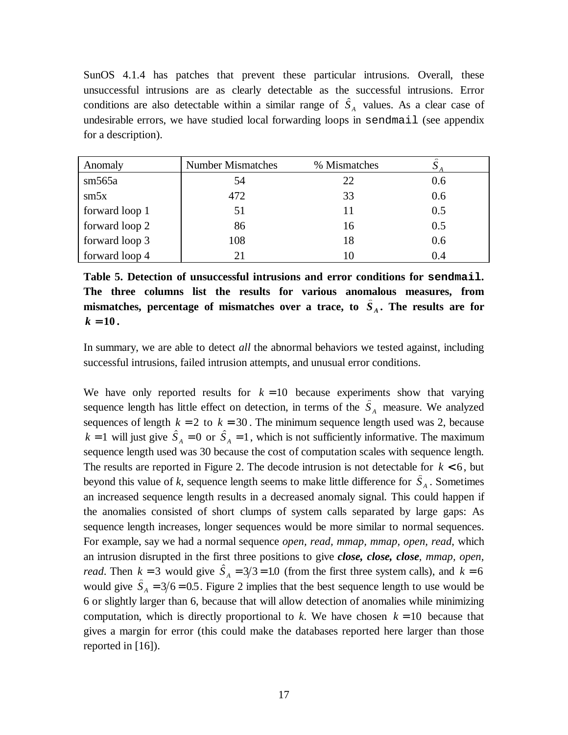SunOS 4.1.4 has patches that prevent these particular intrusions. Overall, these unsuccessful intrusions are as clearly detectable as the successful intrusions. Error conditions are also detectable within a similar range of $\hat{S}_A$ values. As a clear case of undesirable errors, we have studied local forwarding loops in `sendmail` (see appendix for a description).

| Anomaly | Number Mismatches | % Mismatches | $\hat{S}_A$ |
|---|---|---|---|
| sm565a | 54 | 22 | 0.6 |
| sm5x | 472 | 33 | 0.6 |
| forward loop 1 | 51 | 11 | 0.5 |
| forward loop 2 | 86 | 16 | 0.5 |
| forward loop 3 | 108 | 18 | 0.6 |
| forward loop 4 | 21 | 10 | 0.4 |

**Table 5. Detection of unsuccessful intrusions and error conditions for `sendmail`. The three columns list the results for various anomalous measures, from mismatches, percentage of mismatches over a trace, to $\hat{S}_A$. The results are for $k = 10$.**

In summary, we are able to detect *all* the abnormal behaviors we tested against, including successful intrusions, failed intrusion attempts, and unusual error conditions.

We have only reported results for $k = 10$ because experiments show that varying sequence length has little effect on detection, in terms of the $\hat{S}_A$ measure. We analyzed sequences of length $k = 2$ to $k = 30$. The minimum sequence length used was 2, because $k = 1$ will just give $\hat{S}_A = 0$ or $\hat{S}_A = 1$, which is not sufficiently informative. The maximum sequence length used was 30 because the cost of computation scales with sequence length. The results are reported in Figure 2. The decode intrusion is not detectable for $k < 6$, but beyond this value of *k*, sequence length seems to make little difference for $\hat{S}_A$. Sometimes an increased sequence length results in a decreased anomaly signal. This could happen if the anomalies consisted of short clumps of system calls separated by large gaps: As sequence length increases, longer sequences would be more similar to normal sequences. For example, say we had a normal sequence *open, read, mmap, mmap, open, read*, which an intrusion disrupted in the first three positions to give ***close, close, close***, *mmap, open, read*. Then $k = 3$ would give $\hat{S}_A = 3/3 = 1.0$ (from the first three system calls), and $k = 6$ would give $\hat{S}_A = 3/6 = 0.5$. Figure 2 implies that the best sequence length to use would be 6 or slightly larger than 6, because that will allow detection of anomalies while minimizing computation, which is directly proportional to *k*. We have chosen $k = 10$ because that gives a margin for error (this could make the databases reported here larger than those reported in [16]).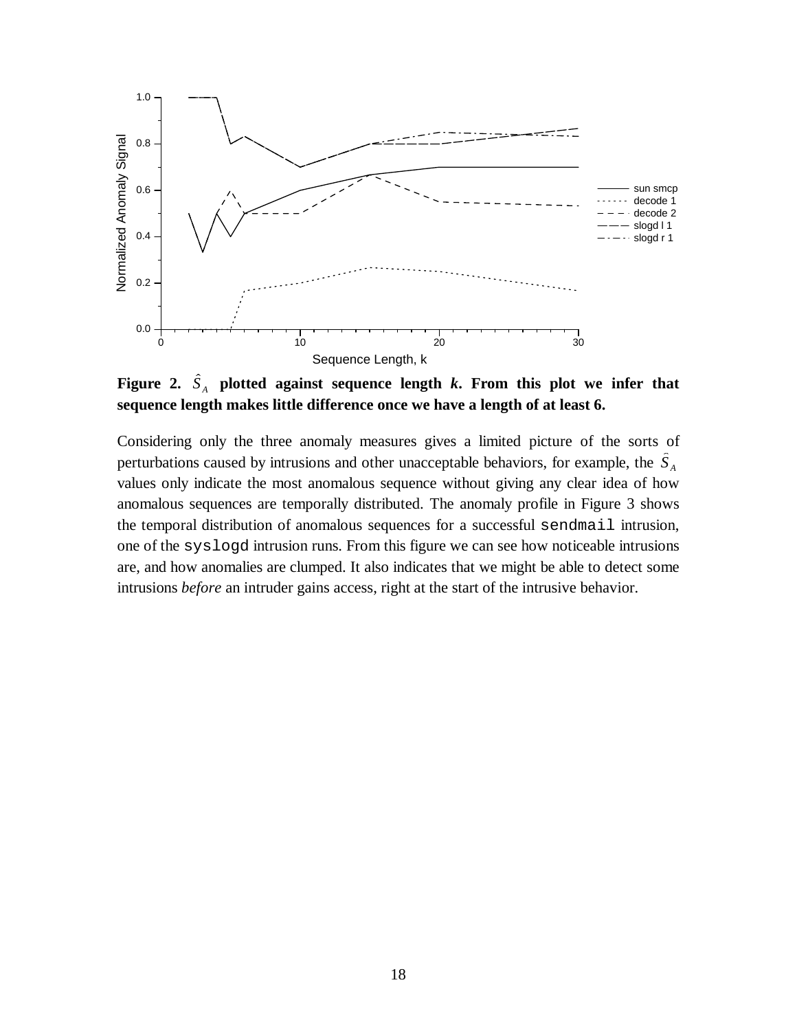**Figure 2.** $\hat{S}_A$ **plotted against sequence length** ***k*****. From this plot we infer that sequence length makes little difference once we have a length of at least 6.**

Considering only the three anomaly measures gives a limited picture of the sorts of perturbations caused by intrusions and other unacceptable behaviors, for example, the $\hat{S}_A$ values only indicate the most anomalous sequence without giving any clear idea of how anomalous sequences are temporally distributed. The anomaly profile in Figure 3 shows the temporal distribution of anomalous sequences for a successful `sendmail` intrusion, one of the `syslogd` intrusion runs. From this figure we can see how noticeable intrusions are, and how anomalies are clumped. It also indicates that we might be able to detect some intrusions *before* an intruder gains access, right at the start of the intrusive behavior.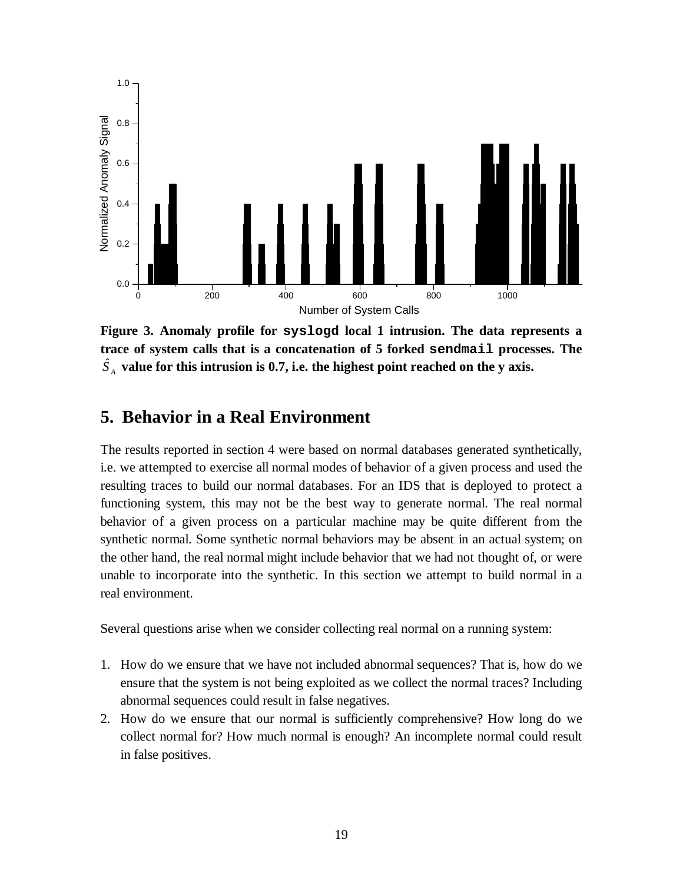**Figure 3. Anomaly profile for `syslogd` local 1 intrusion. The data represents a trace of system calls that is a concatenation of 5 forked `sendmail` processes. The $\hat{S}_A$ value for this intrusion is 0.7, i.e. the highest point reached on the y axis.**

## 5. Behavior in a Real Environment

The results reported in section 4 were based on normal databases generated synthetically, i.e. we attempted to exercise all normal modes of behavior of a given process and used the resulting traces to build our normal databases. For an IDS that is deployed to protect a functioning system, this may not be the best way to generate normal. The real normal behavior of a given process on a particular machine may be quite different from the synthetic normal. Some synthetic normal behaviors may be absent in an actual system; on the other hand, the real normal might include behavior that we had not thought of, or were unable to incorporate into the synthetic. In this section we attempt to build normal in a real environment.

Several questions arise when we consider collecting real normal on a running system:

1. How do we ensure that we have not included abnormal sequences? That is, how do we ensure that the system is not being exploited as we collect the normal traces? Including abnormal sequences could result in false negatives.
2. How do we ensure that our normal is sufficiently comprehensive? How long do we collect normal for? How much normal is enough? An incomplete normal could result in false positives.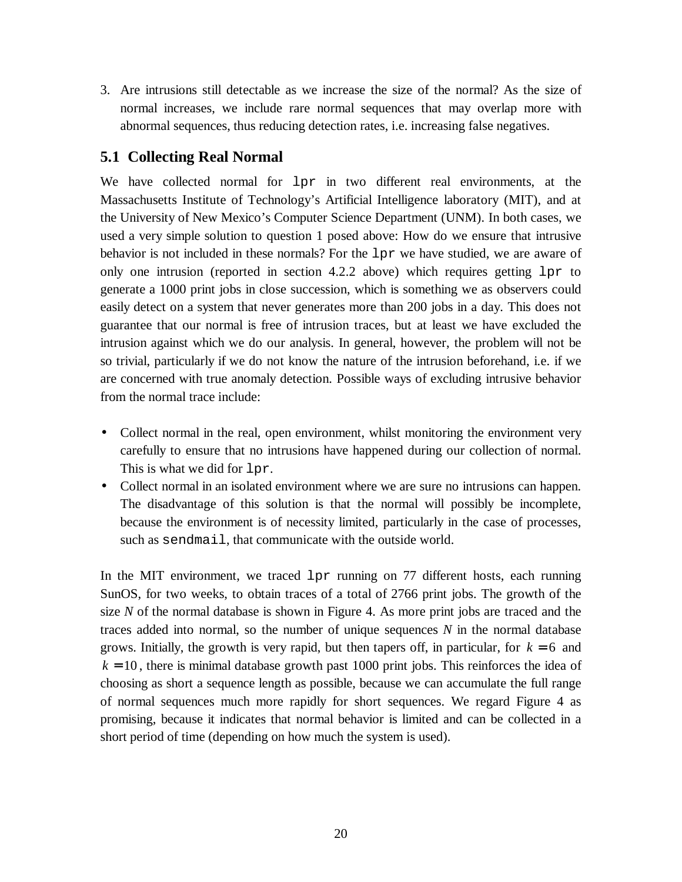3. Are intrusions still detectable as we increase the size of the normal? As the size of normal increases, we include rare normal sequences that may overlap more with abnormal sequences, thus reducing detection rates, i.e. increasing false negatives.

## 5.1 Collecting Real Normal

We have collected normal for `lpr` in two different real environments, at the Massachusetts Institute of Technology's Artificial Intelligence laboratory (MIT), and at the University of New Mexico's Computer Science Department (UNM). In both cases, we used a very simple solution to question 1 posed above: How do we ensure that intrusive behavior is not included in these normals? For the `lpr` we have studied, we are aware of only one intrusion (reported in section 4.2.2 above) which requires getting `lpr` to generate a 1000 print jobs in close succession, which is something we as observers could easily detect on a system that never generates more than 200 jobs in a day. This does not guarantee that our normal is free of intrusion traces, but at least we have excluded the intrusion against which we do our analysis. In general, however, the problem will not be so trivial, particularly if we do not know the nature of the intrusion beforehand, i.e. if we are concerned with true anomaly detection. Possible ways of excluding intrusive behavior from the normal trace include:

- Collect normal in the real, open environment, whilst monitoring the environment very carefully to ensure that no intrusions have happened during our collection of normal. This is what we did for `lpr`.
- Collect normal in an isolated environment where we are sure no intrusions can happen. The disadvantage of this solution is that the normal will possibly be incomplete, because the environment is of necessity limited, particularly in the case of processes, such as `sendmail`, that communicate with the outside world.

In the MIT environment, we traced `lpr` running on 77 different hosts, each running SunOS, for two weeks, to obtain traces of a total of 2766 print jobs. The growth of the size $N$ of the normal database is shown in Figure 4. As more print jobs are traced and the traces added into normal, so the number of unique sequences $N$ in the normal database grows. Initially, the growth is very rapid, but then tapers off, in particular, for $k = 6$ and $k = 10$, there is minimal database growth past 1000 print jobs. This reinforces the idea of choosing as short a sequence length as possible, because we can accumulate the full range of normal sequences much more rapidly for short sequences. We regard Figure 4 as promising, because it indicates that normal behavior is limited and can be collected in a short period of time (depending on how much the system is used).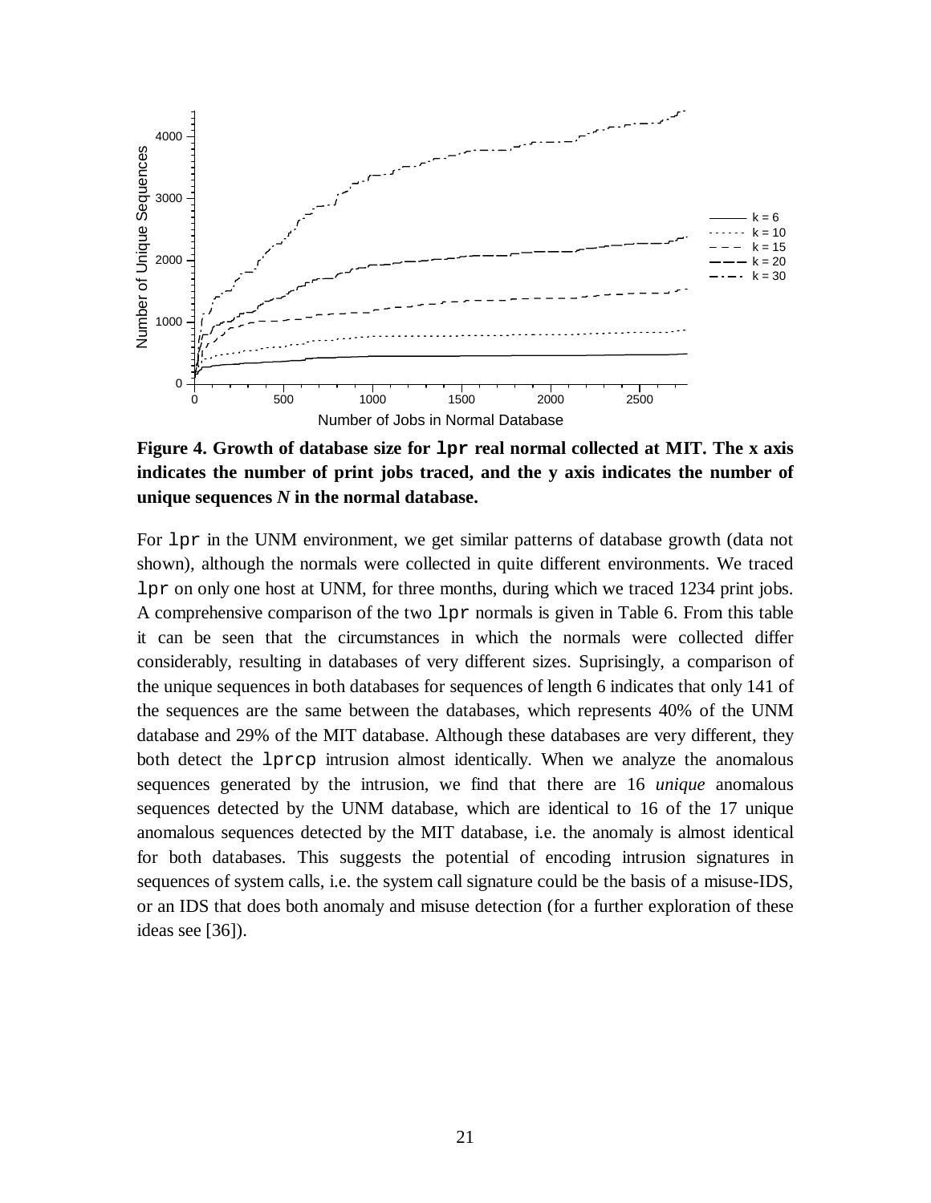**Figure 4. Growth of database size for `lpr` real normal collected at MIT. The x axis indicates the number of print jobs traced, and the y axis indicates the number of unique sequences *N* in the normal database.**

For `lpr` in the UNM environment, we get similar patterns of database growth (data not shown), although the normals were collected in quite different environments. We traced `lpr` on only one host at UNM, for three months, during which we traced 1234 print jobs. A comprehensive comparison of the two `lpr` normals is given in Table 6. From this table it can be seen that the circumstances in which the normals were collected differ considerably, resulting in databases of very different sizes. Suprisingly, a comparison of the unique sequences in both databases for sequences of length 6 indicates that only 141 of the sequences are the same between the databases, which represents 40% of the UNM database and 29% of the MIT database. Although these databases are very different, they both detect the `lprcp` intrusion almost identically. When we analyze the anomalous sequences generated by the intrusion, we find that there are 16 *unique* anomalous sequences detected by the UNM database, which are identical to 16 of the 17 unique anomalous sequences detected by the MIT database, i.e. the anomaly is almost identical for both databases. This suggests the potential of encoding intrusion signatures in sequences of system calls, i.e. the system call signature could be the basis of a misuse-IDS, or an IDS that does both anomaly and misuse detection (for a further exploration of these ideas see [36]).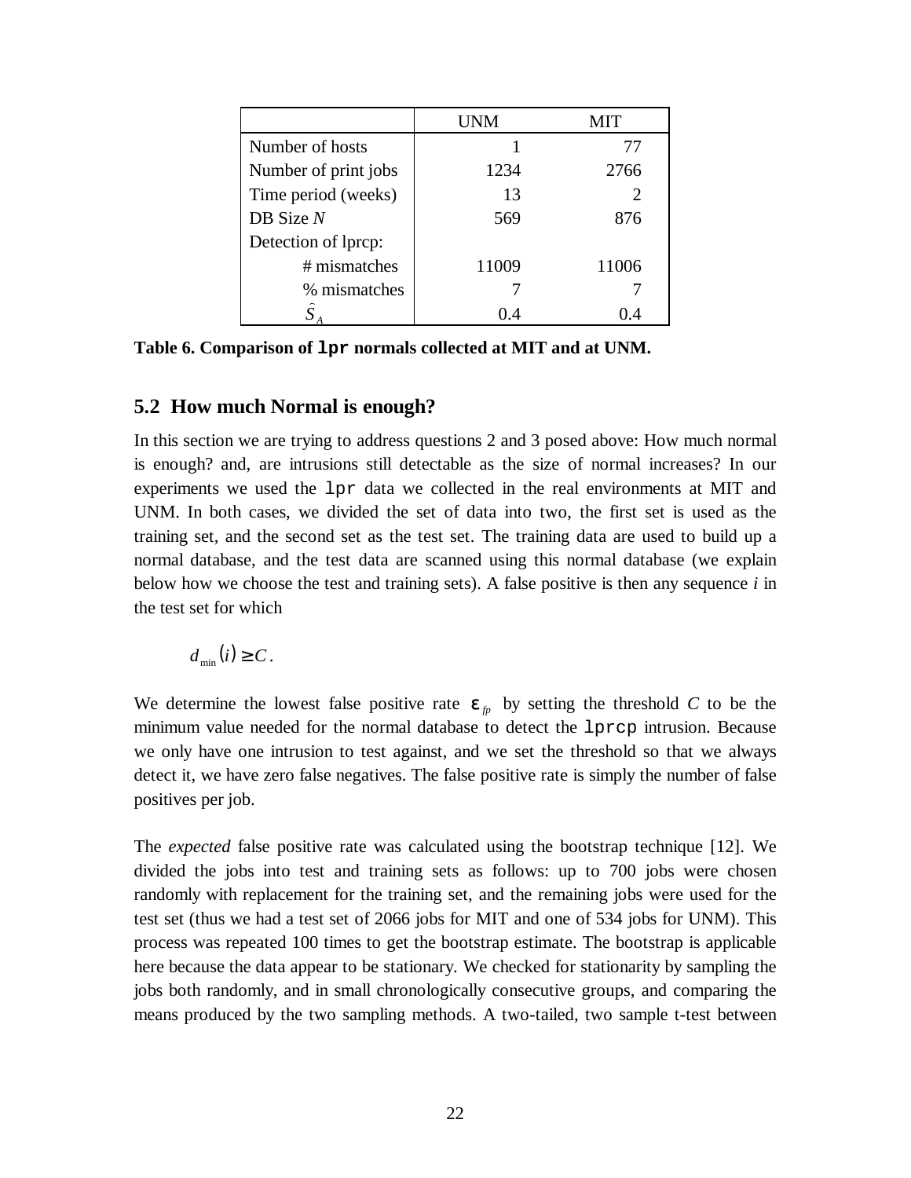|  | UNM | MIT |
|---|---|---|
| Number of hosts | 1 | 77 |
| Number of print jobs | 1234 | 2766 |
| Time period (weeks) | 13 | 2 |
| DB Size $N$ | 569 | 876 |
| Detection of lprcp: |  |  |
| # mismatches | 11009 | 11006 |
| % mismatches | 7 | 7 |
| $\hat{S}_A$ | 0.4 | 0.4 |

**Table 6. Comparison of `lpr` normals collected at MIT and at UNM.**

## 5.2 How much Normal is enough?

In this section we are trying to address questions 2 and 3 posed above: How much normal is enough? and, are intrusions still detectable as the size of normal increases? In our experiments we used the `lpr` data we collected in the real environments at MIT and UNM. In both cases, we divided the set of data into two, the first set is used as the training set, and the second set as the test set. The training data are used to build up a normal database, and the test data are scanned using this normal database (we explain below how we choose the test and training sets). A false positive is then any sequence $i$ in the test set for which

$$d_{\min}(i) \geq C.$$

We determine the lowest false positive rate $\varepsilon_{fp}$ by setting the threshold $C$ to be the minimum value needed for the normal database to detect the `lprcp` intrusion. Because we only have one intrusion to test against, and we set the threshold so that we always detect it, we have zero false negatives. The false positive rate is simply the number of false positives per job.

The *expected* false positive rate was calculated using the bootstrap technique [12]. We divided the jobs into test and training sets as follows: up to 700 jobs were chosen randomly with replacement for the training set, and the remaining jobs were used for the test set (thus we had a test set of 2066 jobs for MIT and one of 534 jobs for UNM). This process was repeated 100 times to get the bootstrap estimate. The bootstrap is applicable here because the data appear to be stationary. We checked for stationarity by sampling the jobs both randomly, and in small chronologically consecutive groups, and comparing the means produced by the two sampling methods. A two-tailed, two sample t-test between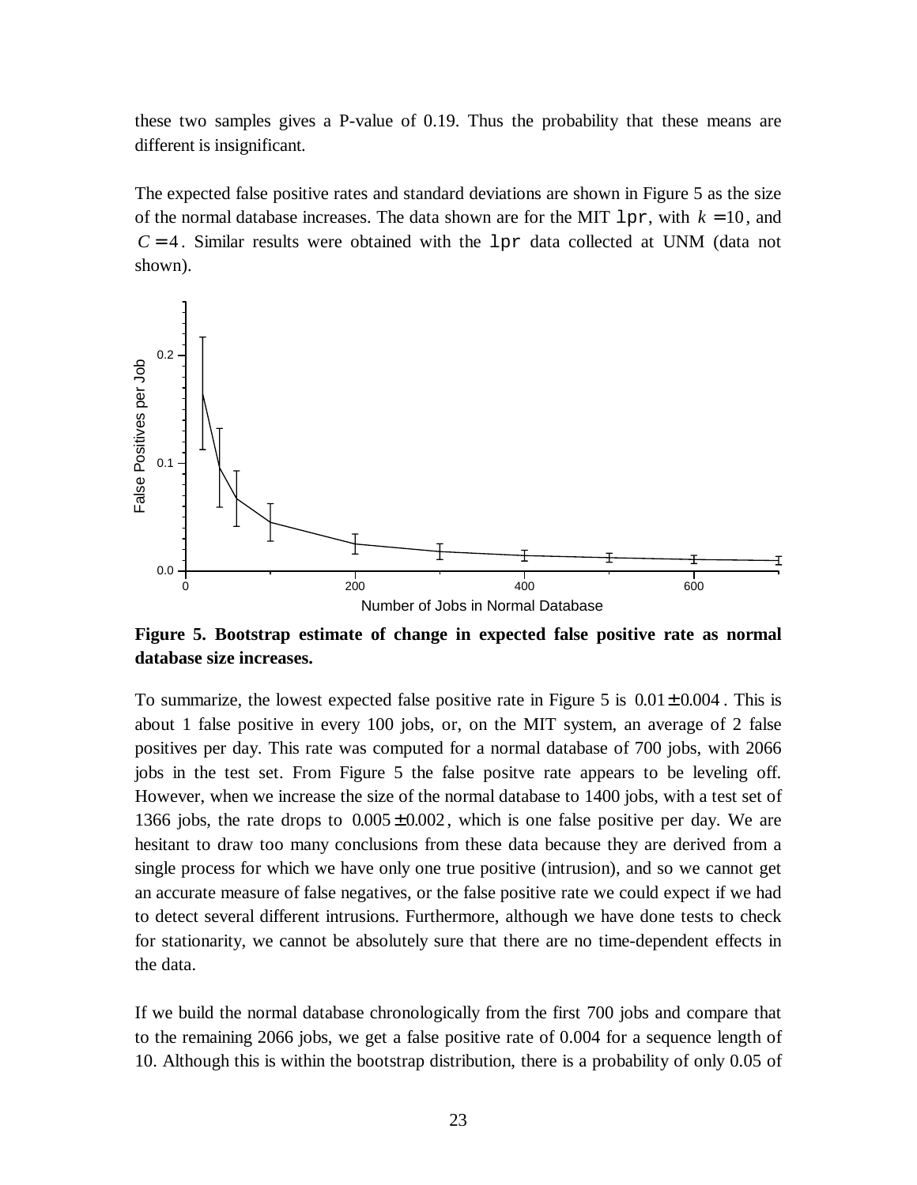these two samples gives a P-value of 0.19. Thus the probability that these means are different is insignificant.

The expected false positive rates and standard deviations are shown in Figure 5 as the size of the normal database increases. The data shown are for the MIT `lpr`, with $k = 10$, and $C = 4$. Similar results were obtained with the `lpr` data collected at UNM (data not shown).

**Figure 5. Bootstrap estimate of change in expected false positive rate as normal database size increases.**

To summarize, the lowest expected false positive rate in Figure 5 is $0.01 \pm 0.004$. This is about 1 false positive in every 100 jobs, or, on the MIT system, an average of 2 false positives per day. This rate was computed for a normal database of 700 jobs, with 2066 jobs in the test set. From Figure 5 the false positve rate appears to be leveling off. However, when we increase the size of the normal database to 1400 jobs, with a test set of 1366 jobs, the rate drops to $0.005 \pm 0.002$, which is one false positive per day. We are hesitant to draw too many conclusions from these data because they are derived from a single process for which we have only one true positive (intrusion), and so we cannot get an accurate measure of false negatives, or the false positive rate we could expect if we had to detect several different intrusions. Furthermore, although we have done tests to check for stationarity, we cannot be absolutely sure that there are no time-dependent effects in the data.

If we build the normal database chronologically from the first 700 jobs and compare that to the remaining 2066 jobs, we get a false positive rate of 0.004 for a sequence length of 10. Although this is within the bootstrap distribution, there is a probability of only 0.05 of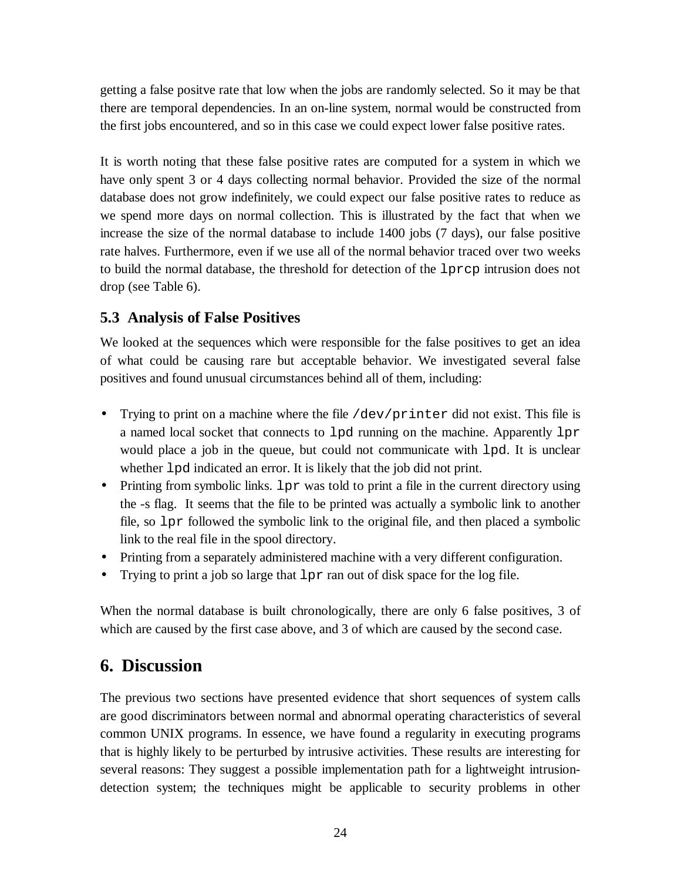getting a false positve rate that low when the jobs are randomly selected. So it may be that there are temporal dependencies. In an on-line system, normal would be constructed from the first jobs encountered, and so in this case we could expect lower false positive rates.

It is worth noting that these false positive rates are computed for a system in which we have only spent 3 or 4 days collecting normal behavior. Provided the size of the normal database does not grow indefinitely, we could expect our false positive rates to reduce as we spend more days on normal collection. This is illustrated by the fact that when we increase the size of the normal database to include 1400 jobs (7 days), our false positive rate halves. Furthermore, even if we use all of the normal behavior traced over two weeks to build the normal database, the threshold for detection of the `lprcp` intrusion does not drop (see Table 6).

### 5.3 Analysis of False Positives

We looked at the sequences which were responsible for the false positives to get an idea of what could be causing rare but acceptable behavior. We investigated several false positives and found unusual circumstances behind all of them, including:

- Trying to print on a machine where the file `/dev/printer` did not exist. This file is a named local socket that connects to `lpd` running on the machine. Apparently `lpr` would place a job in the queue, but could not communicate with `lpd`. It is unclear whether `lpd` indicated an error. It is likely that the job did not print.
- Printing from symbolic links. `lpr` was told to print a file in the current directory using the -s flag. It seems that the file to be printed was actually a symbolic link to another file, so `lpr` followed the symbolic link to the original file, and then placed a symbolic link to the real file in the spool directory.
- Printing from a separately administered machine with a very different configuration.
- Trying to print a job so large that `lpr` ran out of disk space for the log file.

When the normal database is built chronologically, there are only 6 false positives, 3 of which are caused by the first case above, and 3 of which are caused by the second case.

## 6. Discussion

The previous two sections have presented evidence that short sequences of system calls are good discriminators between normal and abnormal operating characteristics of several common UNIX programs. In essence, we have found a regularity in executing programs that is highly likely to be perturbed by intrusive activities. These results are interesting for several reasons: They suggest a possible implementation path for a lightweight intrusion-detection system; the techniques might be applicable to security problems in other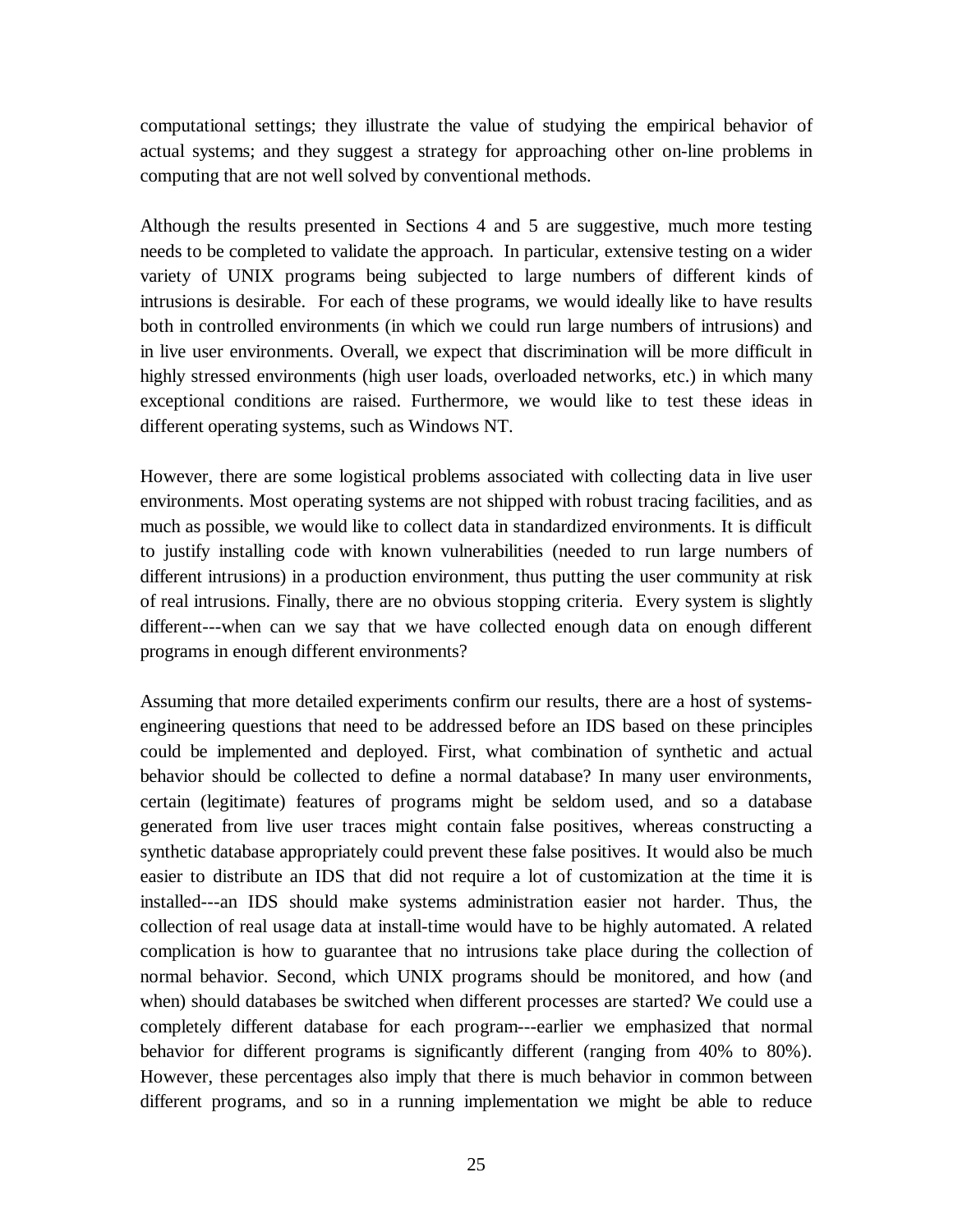computational settings; they illustrate the value of studying the empirical behavior of actual systems; and they suggest a strategy for approaching other on-line problems in computing that are not well solved by conventional methods.

Although the results presented in Sections 4 and 5 are suggestive, much more testing needs to be completed to validate the approach. In particular, extensive testing on a wider variety of UNIX programs being subjected to large numbers of different kinds of intrusions is desirable. For each of these programs, we would ideally like to have results both in controlled environments (in which we could run large numbers of intrusions) and in live user environments. Overall, we expect that discrimination will be more difficult in highly stressed environments (high user loads, overloaded networks, etc.) in which many exceptional conditions are raised. Furthermore, we would like to test these ideas in different operating systems, such as Windows NT.

However, there are some logistical problems associated with collecting data in live user environments. Most operating systems are not shipped with robust tracing facilities, and as much as possible, we would like to collect data in standardized environments. It is difficult to justify installing code with known vulnerabilities (needed to run large numbers of different intrusions) in a production environment, thus putting the user community at risk of real intrusions. Finally, there are no obvious stopping criteria. Every system is slightly different---when can we say that we have collected enough data on enough different programs in enough different environments?

Assuming that more detailed experiments confirm our results, there are a host of systems-engineering questions that need to be addressed before an IDS based on these principles could be implemented and deployed. First, what combination of synthetic and actual behavior should be collected to define a normal database? In many user environments, certain (legitimate) features of programs might be seldom used, and so a database generated from live user traces might contain false positives, whereas constructing a synthetic database appropriately could prevent these false positives. It would also be much easier to distribute an IDS that did not require a lot of customization at the time it is installed---an IDS should make systems administration easier not harder. Thus, the collection of real usage data at install-time would have to be highly automated. A related complication is how to guarantee that no intrusions take place during the collection of normal behavior. Second, which UNIX programs should be monitored, and how (and when) should databases be switched when different processes are started? We could use a completely different database for each program---earlier we emphasized that normal behavior for different programs is significantly different (ranging from 40% to 80%). However, these percentages also imply that there is much behavior in common between different programs, and so in a running implementation we might be able to reduce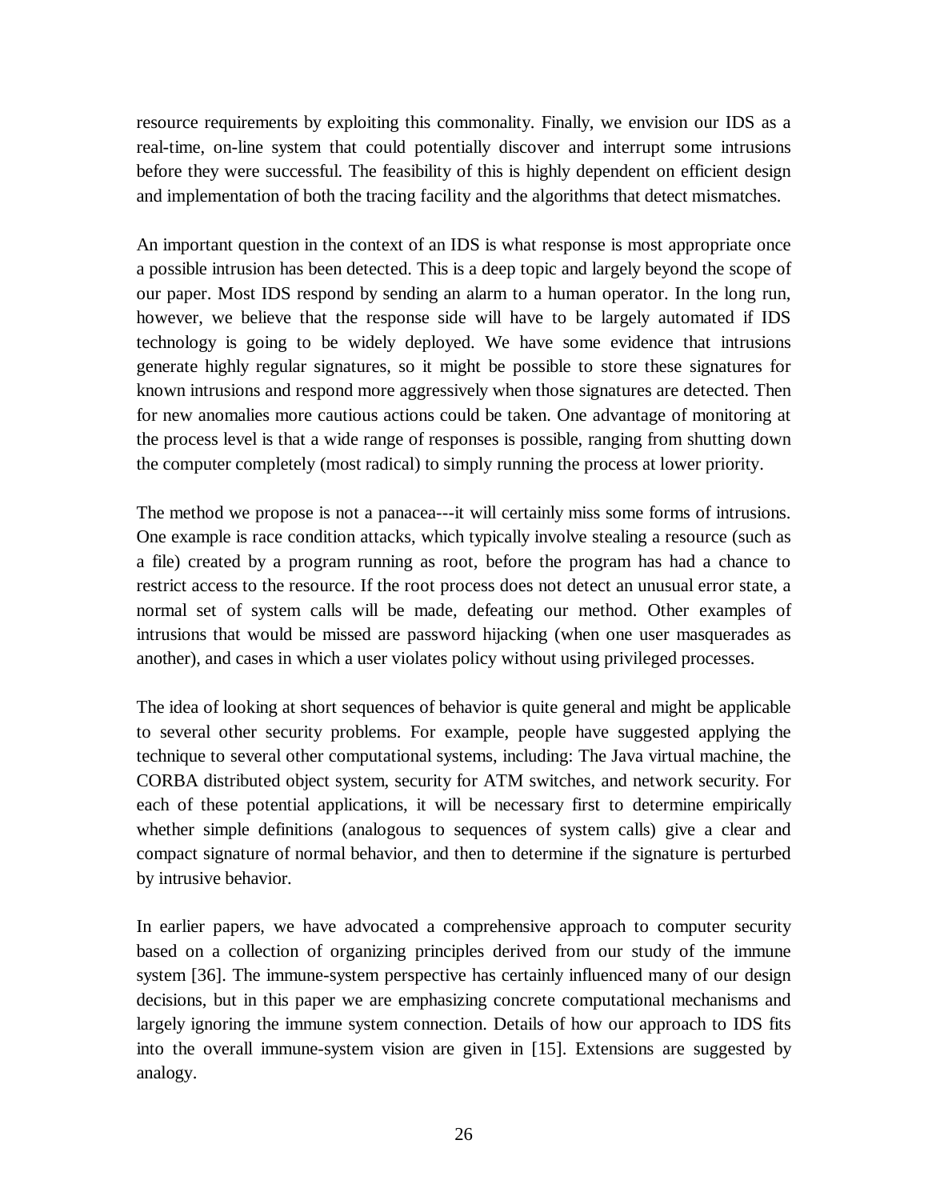resource requirements by exploiting this commonality. Finally, we envision our IDS as a real-time, on-line system that could potentially discover and interrupt some intrusions before they were successful. The feasibility of this is highly dependent on efficient design and implementation of both the tracing facility and the algorithms that detect mismatches.

An important question in the context of an IDS is what response is most appropriate once a possible intrusion has been detected. This is a deep topic and largely beyond the scope of our paper. Most IDS respond by sending an alarm to a human operator. In the long run, however, we believe that the response side will have to be largely automated if IDS technology is going to be widely deployed. We have some evidence that intrusions generate highly regular signatures, so it might be possible to store these signatures for known intrusions and respond more aggressively when those signatures are detected. Then for new anomalies more cautious actions could be taken. One advantage of monitoring at the process level is that a wide range of responses is possible, ranging from shutting down the computer completely (most radical) to simply running the process at lower priority.

The method we propose is not a panacea---it will certainly miss some forms of intrusions. One example is race condition attacks, which typically involve stealing a resource (such as a file) created by a program running as root, before the program has had a chance to restrict access to the resource. If the root process does not detect an unusual error state, a normal set of system calls will be made, defeating our method. Other examples of intrusions that would be missed are password hijacking (when one user masquerades as another), and cases in which a user violates policy without using privileged processes.

The idea of looking at short sequences of behavior is quite general and might be applicable to several other security problems. For example, people have suggested applying the technique to several other computational systems, including: The Java virtual machine, the CORBA distributed object system, security for ATM switches, and network security. For each of these potential applications, it will be necessary first to determine empirically whether simple definitions (analogous to sequences of system calls) give a clear and compact signature of normal behavior, and then to determine if the signature is perturbed by intrusive behavior.

In earlier papers, we have advocated a comprehensive approach to computer security based on a collection of organizing principles derived from our study of the immune system [36]. The immune-system perspective has certainly influenced many of our design decisions, but in this paper we are emphasizing concrete computational mechanisms and largely ignoring the immune system connection. Details of how our approach to IDS fits into the overall immune-system vision are given in [15]. Extensions are suggested by analogy.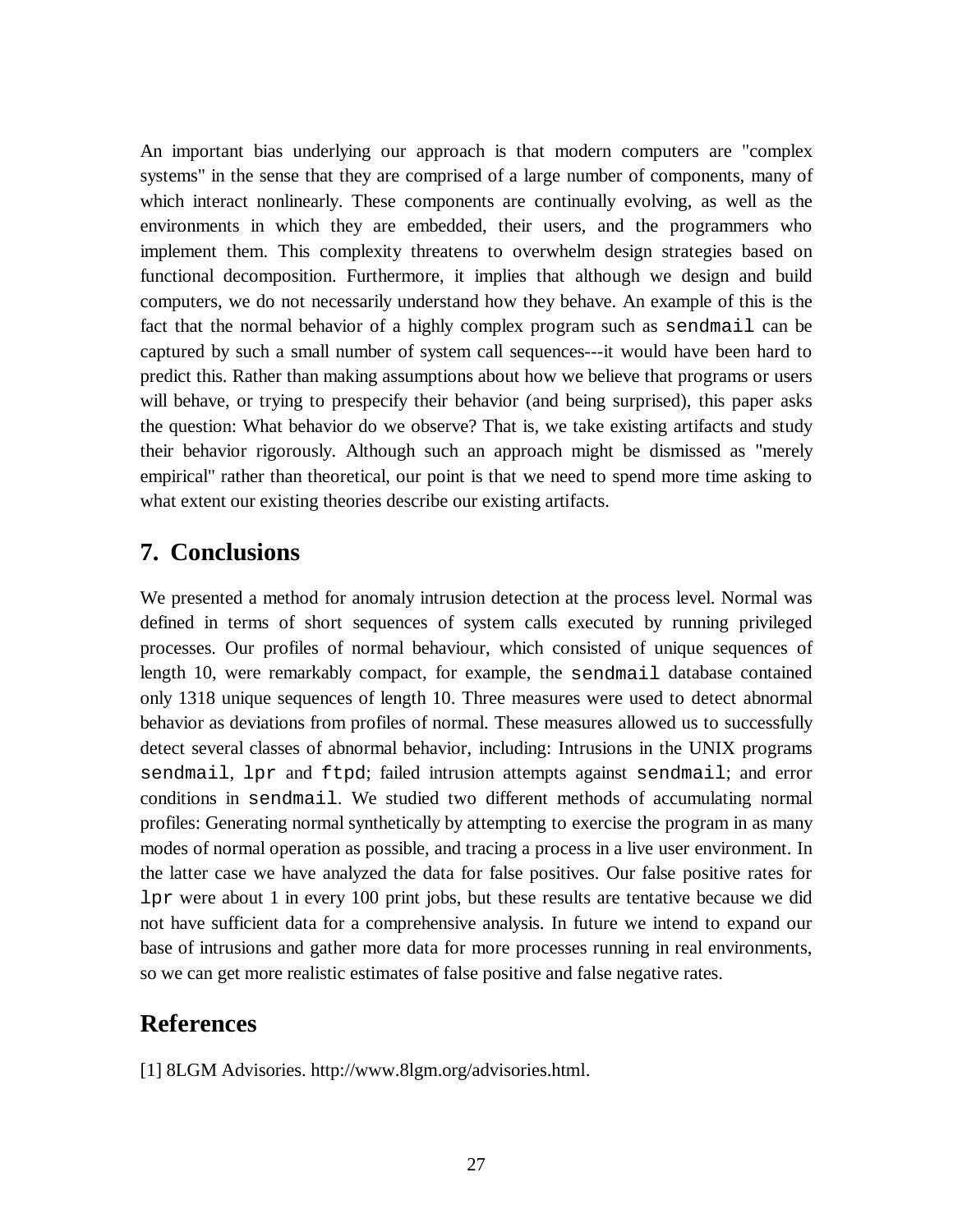An important bias underlying our approach is that modern computers are "complex systems" in the sense that they are comprised of a large number of components, many of which interact nonlinearly. These components are continually evolving, as well as the environments in which they are embedded, their users, and the programmers who implement them. This complexity threatens to overwhelm design strategies based on functional decomposition. Furthermore, it implies that although we design and build computers, we do not necessarily understand how they behave. An example of this is the fact that the normal behavior of a highly complex program such as `sendmail` can be captured by such a small number of system call sequences---it would have been hard to predict this. Rather than making assumptions about how we believe that programs or users will behave, or trying to prespecify their behavior (and being surprised), this paper asks the question: What behavior do we observe? That is, we take existing artifacts and study their behavior rigorously. Although such an approach might be dismissed as "merely empirical" rather than theoretical, our point is that we need to spend more time asking to what extent our existing theories describe our existing artifacts.

## 7. Conclusions

We presented a method for anomaly intrusion detection at the process level. Normal was defined in terms of short sequences of system calls executed by running privileged processes. Our profiles of normal behaviour, which consisted of unique sequences of length 10, were remarkably compact, for example, the `sendmail` database contained only 1318 unique sequences of length 10. Three measures were used to detect abnormal behavior as deviations from profiles of normal. These measures allowed us to successfully detect several classes of abnormal behavior, including: Intrusions in the UNIX programs `sendmail`, `lpr` and `ftpd`; failed intrusion attempts against `sendmail`; and error conditions in `sendmail`. We studied two different methods of accumulating normal profiles: Generating normal synthetically by attempting to exercise the program in as many modes of normal operation as possible, and tracing a process in a live user environment. In the latter case we have analyzed the data for false positives. Our false positive rates for `lpr` were about 1 in every 100 print jobs, but these results are tentative because we did not have sufficient data for a comprehensive analysis. In future we intend to expand our base of intrusions and gather more data for more processes running in real environments, so we can get more realistic estimates of false positive and false negative rates.

## References

[1] 8LGM Advisories. http://www.8lgm.org/advisories.html.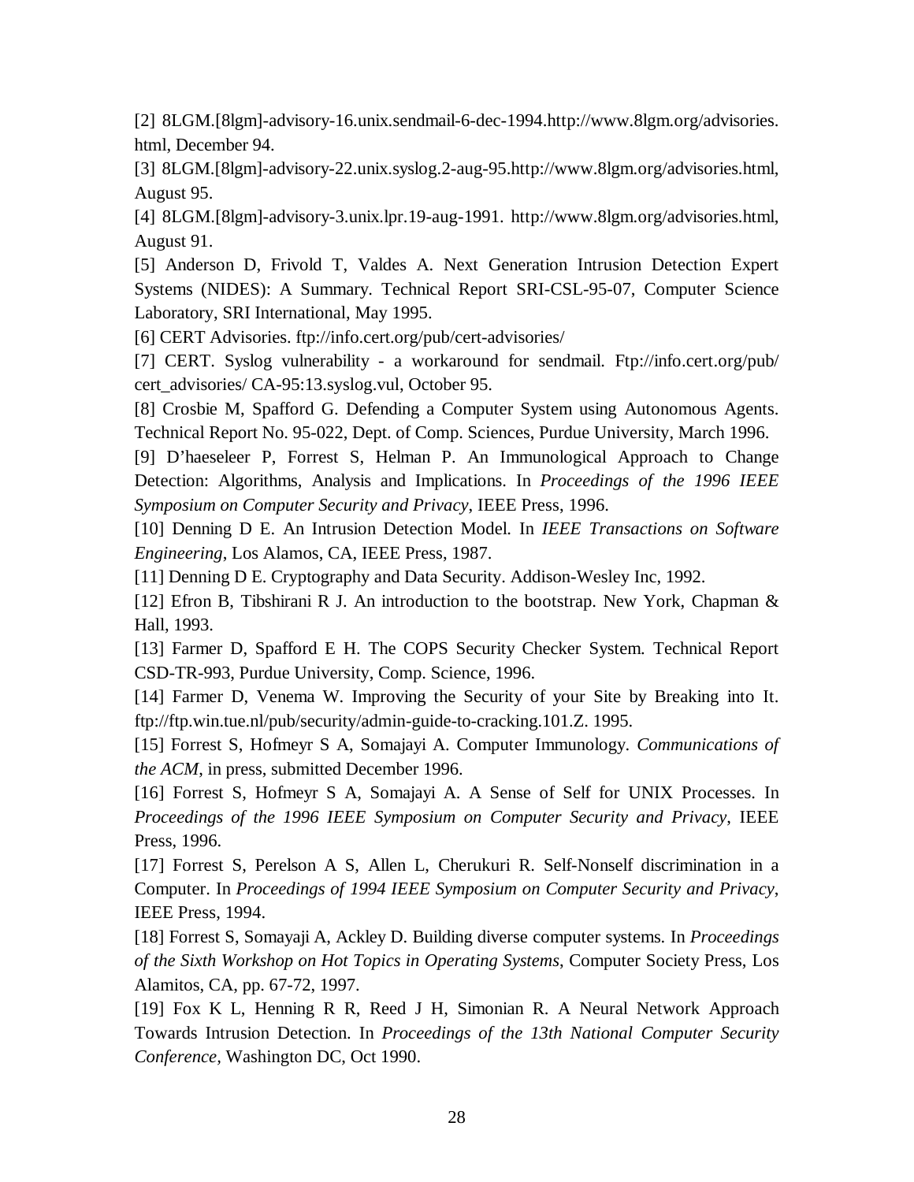[2] 8LGM.[8lgm]-advisory-16.unix.sendmail-6-dec-1994.http://www.8lgm.org/advisories.html, December 94.

[3] 8LGM.[8lgm]-advisory-22.unix.syslog.2-aug-95.http://www.8lgm.org/advisories.html, August 95.

[4] 8LGM.[8lgm]-advisory-3.unix.lpr.19-aug-1991. http://www.8lgm.org/advisories.html, August 91.

[5] Anderson D, Frivold T, Valdes A. Next Generation Intrusion Detection Expert Systems (NIDES): A Summary. Technical Report SRI-CSL-95-07, Computer Science Laboratory, SRI International, May 1995.

[6] CERT Advisories. ftp://info.cert.org/pub/cert-advisories/

[7] CERT. Syslog vulnerability - a workaround for sendmail. Ftp://info.cert.org/pub/cert_advisories/ CA-95:13.syslog.vul, October 95.

[8] Crosbie M, Spafford G. Defending a Computer System using Autonomous Agents. Technical Report No. 95-022, Dept. of Comp. Sciences, Purdue University, March 1996.

[9] D'haeseleer P, Forrest S, Helman P. An Immunological Approach to Change Detection: Algorithms, Analysis and Implications. In *Proceedings of the 1996 IEEE Symposium on Computer Security and Privacy*, IEEE Press, 1996.

[10] Denning D E. An Intrusion Detection Model. In *IEEE Transactions on Software Engineering*, Los Alamos, CA, IEEE Press, 1987.

[11] Denning D E. Cryptography and Data Security. Addison-Wesley Inc, 1992.

[12] Efron B, Tibshirani R J. An introduction to the bootstrap. New York, Chapman & Hall, 1993.

[13] Farmer D, Spafford E H. The COPS Security Checker System. Technical Report CSD-TR-993, Purdue University, Comp. Science, 1996.

[14] Farmer D, Venema W. Improving the Security of your Site by Breaking into It. ftp://ftp.win.tue.nl/pub/security/admin-guide-to-cracking.101.Z. 1995.

[15] Forrest S, Hofmeyr S A, Somajayi A. Computer Immunology. *Communications of the ACM*, in press, submitted December 1996.

[16] Forrest S, Hofmeyr S A, Somajayi A. A Sense of Self for UNIX Processes. In *Proceedings of the 1996 IEEE Symposium on Computer Security and Privacy*, IEEE Press, 1996.

[17] Forrest S, Perelson A S, Allen L, Cherukuri R. Self-Nonself discrimination in a Computer. In *Proceedings of 1994 IEEE Symposium on Computer Security and Privacy*, IEEE Press, 1994.

[18] Forrest S, Somayaji A, Ackley D. Building diverse computer systems. In *Proceedings of the Sixth Workshop on Hot Topics in Operating Systems*, Computer Society Press, Los Alamitos, CA, pp. 67-72, 1997.

[19] Fox K L, Henning R R, Reed J H, Simonian R. A Neural Network Approach Towards Intrusion Detection. In *Proceedings of the 13th National Computer Security Conference,* Washington DC, Oct 1990.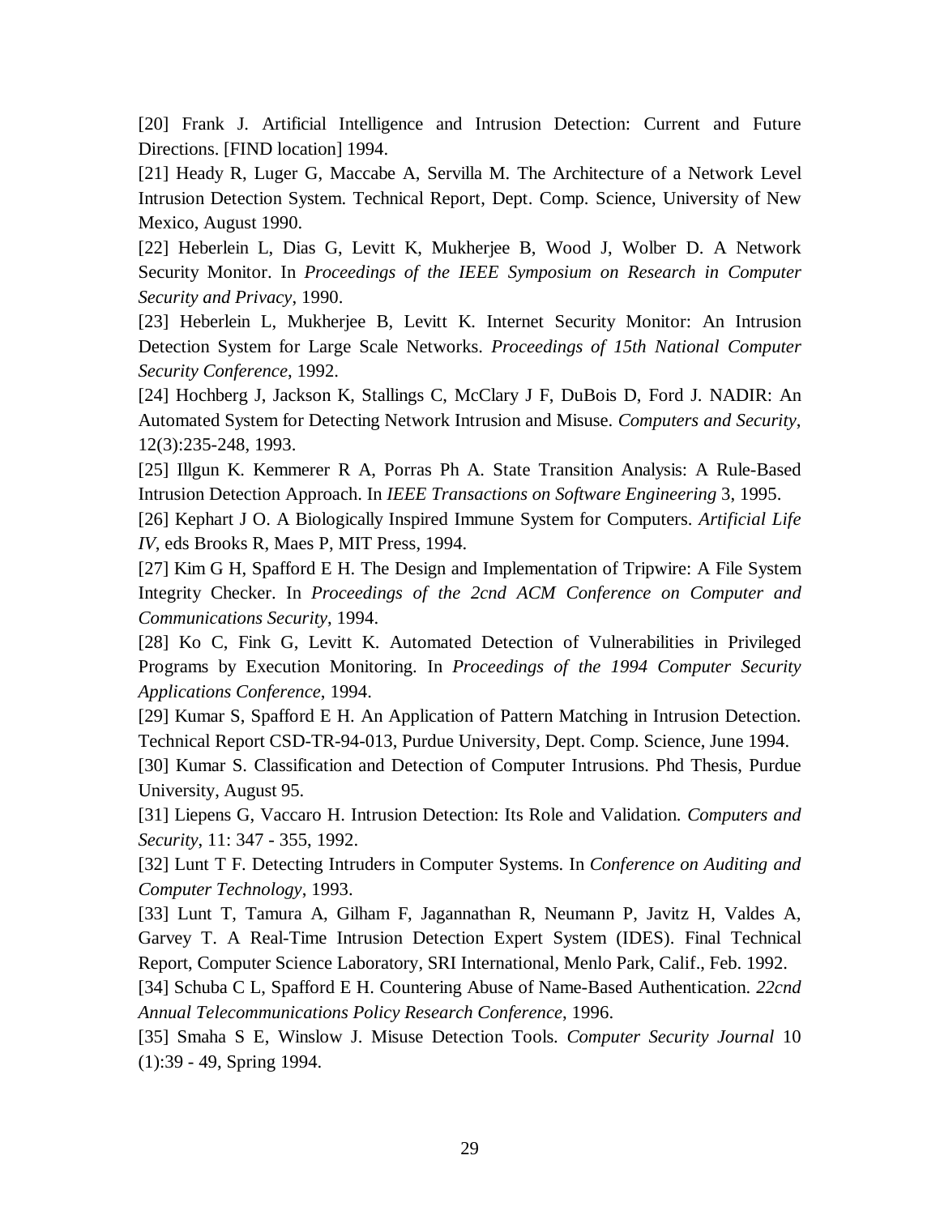[20] Frank J. Artificial Intelligence and Intrusion Detection: Current and Future Directions. [FIND location] 1994.

[21] Heady R, Luger G, Maccabe A, Servilla M. The Architecture of a Network Level Intrusion Detection System. Technical Report, Dept. Comp. Science, University of New Mexico, August 1990.

[22] Heberlein L, Dias G, Levitt K, Mukherjee B, Wood J, Wolber D. A Network Security Monitor. In *Proceedings of the IEEE Symposium on Research in Computer Security and Privacy*, 1990.

[23] Heberlein L, Mukherjee B, Levitt K. Internet Security Monitor: An Intrusion Detection System for Large Scale Networks. *Proceedings of 15th National Computer Security Conference*, 1992.

[24] Hochberg J, Jackson K, Stallings C, McClary J F, DuBois D, Ford J. NADIR: An Automated System for Detecting Network Intrusion and Misuse. *Computers and Security*, 12(3):235-248, 1993.

[25] Illgun K. Kemmerer R A, Porras Ph A. State Transition Analysis: A Rule-Based Intrusion Detection Approach. In *IEEE Transactions on Software Engineering* 3, 1995.

[26] Kephart J O. A Biologically Inspired Immune System for Computers. *Artificial Life IV*, eds Brooks R, Maes P, MIT Press, 1994.

[27] Kim G H, Spafford E H. The Design and Implementation of Tripwire: A File System Integrity Checker. In *Proceedings of the 2cnd ACM Conference on Computer and Communications Security*, 1994.

[28] Ko C, Fink G, Levitt K. Automated Detection of Vulnerabilities in Privileged Programs by Execution Monitoring. In *Proceedings of the 1994 Computer Security Applications Conference*, 1994.

[29] Kumar S, Spafford E H. An Application of Pattern Matching in Intrusion Detection. Technical Report CSD-TR-94-013, Purdue University, Dept. Comp. Science, June 1994.

[30] Kumar S. Classification and Detection of Computer Intrusions. Phd Thesis, Purdue University, August 95.

[31] Liepens G, Vaccaro H. Intrusion Detection: Its Role and Validation. *Computers and Security*, 11: 347 - 355, 1992.

[32] Lunt T F. Detecting Intruders in Computer Systems. In *Conference on Auditing and Computer Technology*, 1993.

[33] Lunt T, Tamura A, Gilham F, Jagannathan R, Neumann P, Javitz H, Valdes A, Garvey T. A Real-Time Intrusion Detection Expert System (IDES). Final Technical Report, Computer Science Laboratory, SRI International, Menlo Park, Calif., Feb. 1992.

[34] Schuba C L, Spafford E H. Countering Abuse of Name-Based Authentication. *22cnd Annual Telecommunications Policy Research Conference*, 1996.

[35] Smaha S E, Winslow J. Misuse Detection Tools. *Computer Security Journal* 10 (1):39 - 49, Spring 1994.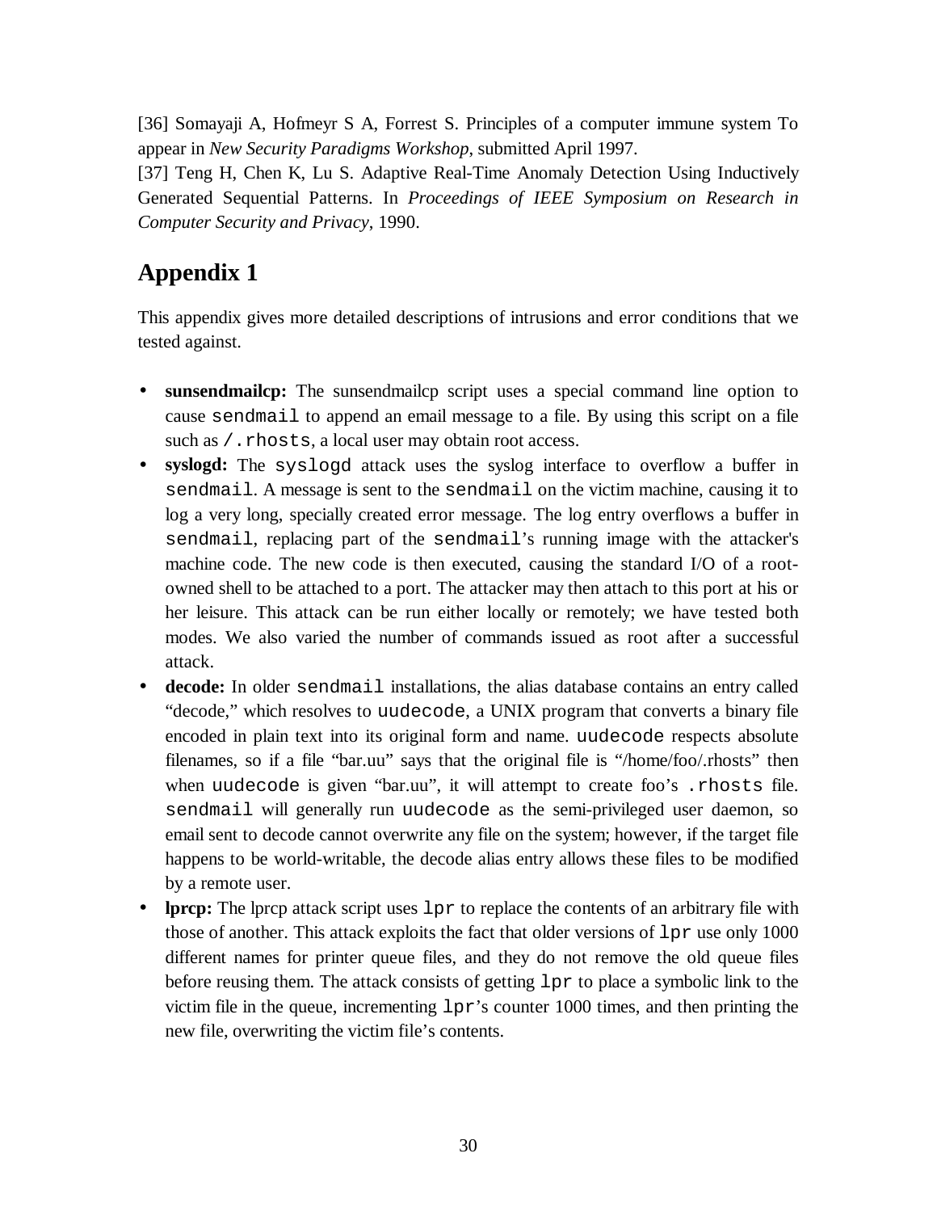[36] Somayaji A, Hofmeyr S A, Forrest S. Principles of a computer immune system To appear in *New Security Paradigms Workshop*, submitted April 1997.

[37] Teng H, Chen K, Lu S. Adaptive Real-Time Anomaly Detection Using Inductively Generated Sequential Patterns. In *Proceedings of IEEE Symposium on Research in Computer Security and Privacy*, 1990.

# Appendix 1

This appendix gives more detailed descriptions of intrusions and error conditions that we tested against.

- **sunsendmailcp:** The sunsendmailcp script uses a special command line option to cause `sendmail` to append an email message to a file. By using this script on a file such as `/.rhosts`, a local user may obtain root access.
- **syslogd:** The `syslogd` attack uses the syslog interface to overflow a buffer in `sendmail`. A message is sent to the `sendmail` on the victim machine, causing it to log a very long, specially created error message. The log entry overflows a buffer in `sendmail`, replacing part of the `sendmail`'s running image with the attacker's machine code. The new code is then executed, causing the standard I/O of a root-owned shell to be attached to a port. The attacker may then attach to this port at his or her leisure. This attack can be run either locally or remotely; we have tested both modes. We also varied the number of commands issued as root after a successful attack.
- **decode:** In older `sendmail` installations, the alias database contains an entry called "decode," which resolves to `uudecode`, a UNIX program that converts a binary file encoded in plain text into its original form and name. `uudecode` respects absolute filenames, so if a file "bar.uu" says that the original file is "/home/foo/.rhosts" then when `uudecode` is given "bar.uu", it will attempt to create foo's `.rhosts` file. `sendmail` will generally run `uudecode` as the semi-privileged user daemon, so email sent to decode cannot overwrite any file on the system; however, if the target file happens to be world-writable, the decode alias entry allows these files to be modified by a remote user.
- **lprcp:** The lprcp attack script uses `lpr` to replace the contents of an arbitrary file with those of another. This attack exploits the fact that older versions of `lpr` use only 1000 different names for printer queue files, and they do not remove the old queue files before reusing them. The attack consists of getting `lpr` to place a symbolic link to the victim file in the queue, incrementing `lpr`'s counter 1000 times, and then printing the new file, overwriting the victim file's contents.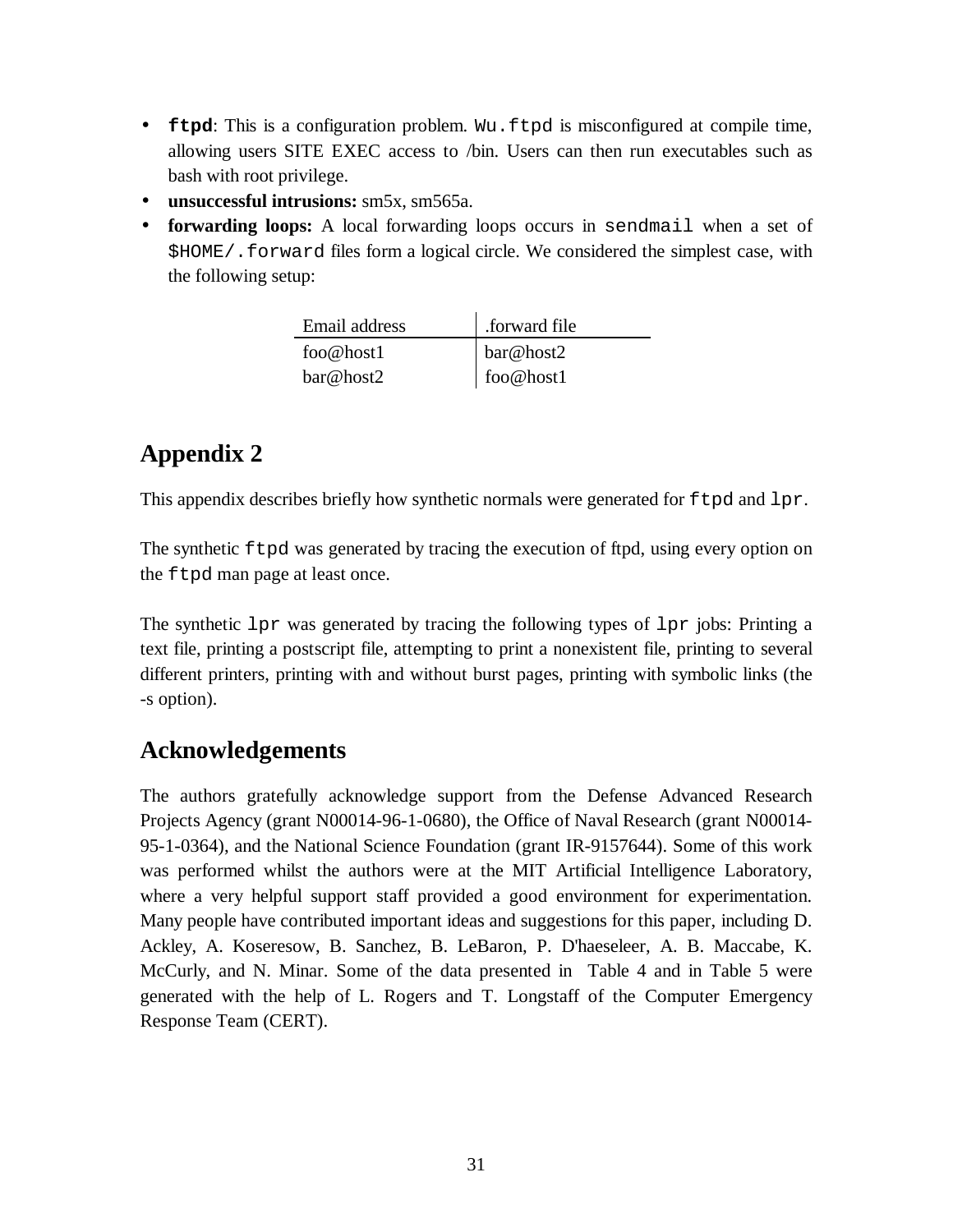- **`ftpd`**: This is a configuration problem. `Wu.ftpd` is misconfigured at compile time, allowing users SITE EXEC access to /bin. Users can then run executables such as bash with root privilege.
- **unsuccessful intrusions:** sm5x, sm565a.
- **forwarding loops:** A local forwarding loops occurs in `sendmail` when a set of `$HOME/.forward` files form a logical circle. We considered the simplest case, with the following setup:

| Email address | .forward file |
|---|---|
| foo@host1 | bar@host2 |
| bar@host2 | foo@host1 |

## Appendix 2

This appendix describes briefly how synthetic normals were generated for `ftpd` and `lpr`.

The synthetic `ftpd` was generated by tracing the execution of ftpd, using every option on the `ftpd` man page at least once.

The synthetic `lpr` was generated by tracing the following types of `lpr` jobs: Printing a text file, printing a postscript file, attempting to print a nonexistent file, printing to several different printers, printing with and without burst pages, printing with symbolic links (the -s option).

## Acknowledgements

The authors gratefully acknowledge support from the Defense Advanced Research Projects Agency (grant N00014-96-1-0680), the Office of Naval Research (grant N00014-95-1-0364), and the National Science Foundation (grant IR-9157644). Some of this work was performed whilst the authors were at the MIT Artificial Intelligence Laboratory, where a very helpful support staff provided a good environment for experimentation. Many people have contributed important ideas and suggestions for this paper, including D. Ackley, A. Koseresow, B. Sanchez, B. LeBaron, P. D'haeseleer, A. B. Maccabe, K. McCurly, and N. Minar. Some of the data presented in Table 4 and in Table 5 were generated with the help of L. Rogers and T. Longstaff of the Computer Emergency Response Team (CERT).